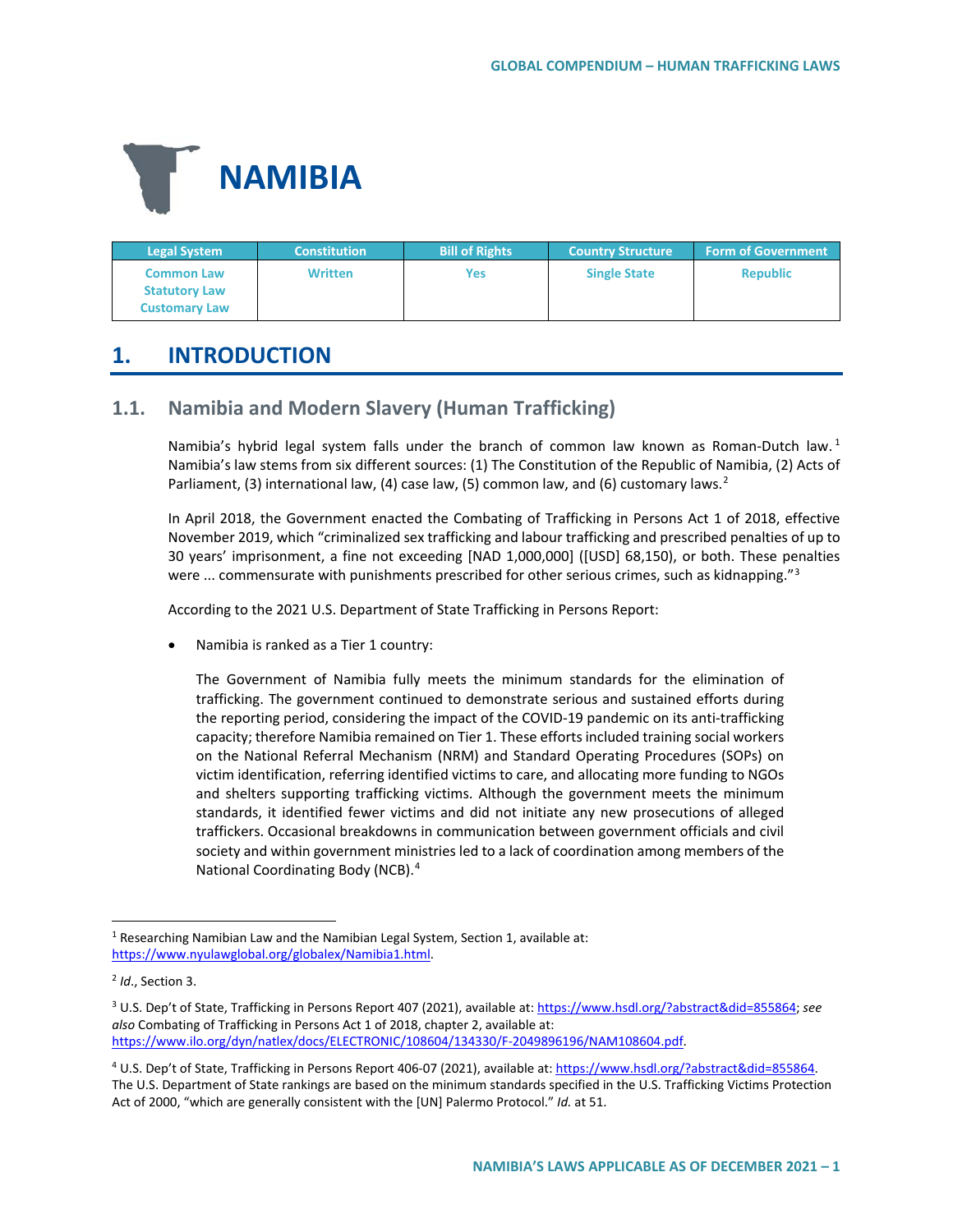# NAMIBIA

| Legal System | Constitution | Bill of Rights | Country Structure | Form of Government |
|---|---|---|---|---|
| Common Law<br>Statutory Law<br>Customary Law | Written | Yes | Single State | Republic |

## 1. INTRODUCTION

### 1.1. Namibia and Modern Slavery (Human Trafficking)

Namibia's hybrid legal system falls under the branch of common law known as Roman-Dutch law.[1] Namibia's law stems from six different sources: (1) The Constitution of the Republic of Namibia, (2) Acts of Parliament, (3) international law, (4) case law, (5) common law, and (6) customary laws.[2]

In April 2018, the Government enacted the Combating of Trafficking in Persons Act 1 of 2018, effective November 2019, which "criminalized sex trafficking and labour trafficking and prescribed penalties of up to 30 years' imprisonment, a fine not exceeding [NAD 1,000,000] ([USD] 68,150), or both. These penalties were ... commensurate with punishments prescribed for other serious crimes, such as kidnapping."[3]

According to the 2021 U.S. Department of State Trafficking in Persons Report:

- Namibia is ranked as a Tier 1 country:

  The Government of Namibia fully meets the minimum standards for the elimination of trafficking. The government continued to demonstrate serious and sustained efforts during the reporting period, considering the impact of the COVID-19 pandemic on its anti-trafficking capacity; therefore Namibia remained on Tier 1. These efforts included training social workers on the National Referral Mechanism (NRM) and Standard Operating Procedures (SOPs) on victim identification, referring identified victims to care, and allocating more funding to NGOs and shelters supporting trafficking victims. Although the government meets the minimum standards, it identified fewer victims and did not initiate any new prosecutions of alleged traffickers. Occasional breakdowns in communication between government officials and civil society and within government ministries led to a lack of coordination among members of the National Coordinating Body (NCB).[4]

---

[1] Researching Namibian Law and the Namibian Legal System, Section 1, available at: https://www.nyulawglobal.org/globalex/Namibia1.html.

[2] *Id*., Section 3.

[3] U.S. Dep't of State, Trafficking in Persons Report 407 (2021), available at: https://www.hsdl.org/?abstract&did=855864; *see also* Combating of Trafficking in Persons Act 1 of 2018, chapter 2, available at: https://www.ilo.org/dyn/natlex/docs/ELECTRONIC/108604/134330/F-2049896196/NAM108604.pdf.

[4] U.S. Dep't of State, Trafficking in Persons Report 406-07 (2021), available at: https://www.hsdl.org/?abstract&did=855864. The U.S. Department of State rankings are based on the minimum standards specified in the U.S. Trafficking Victims Protection Act of 2000, "which are generally consistent with the [UN] Palermo Protocol." *Id.* at 51.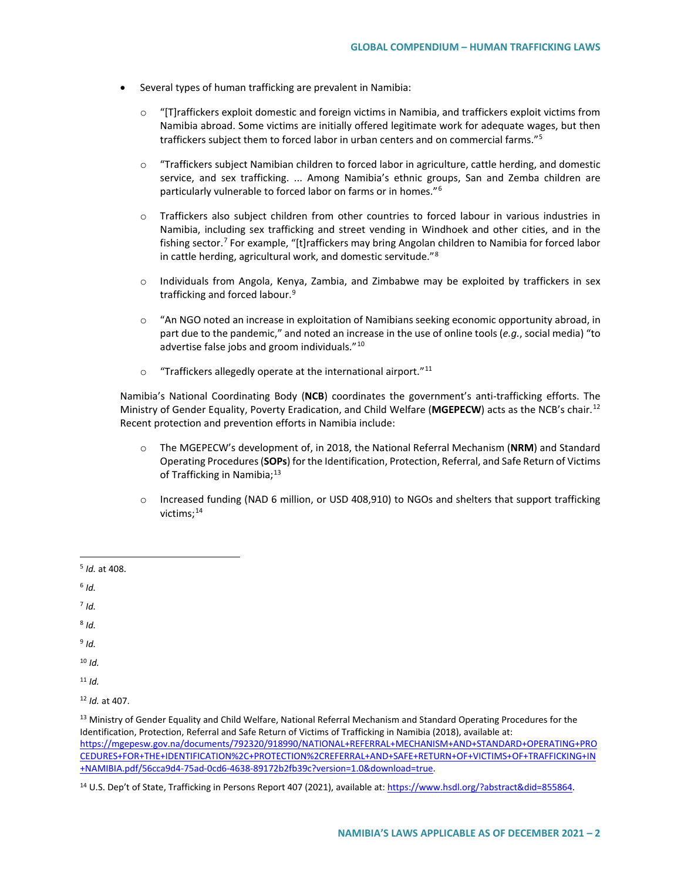- Several types of human trafficking are prevalent in Namibia:
  - "[T]raffickers exploit domestic and foreign victims in Namibia, and traffickers exploit victims from Namibia abroad. Some victims are initially offered legitimate work for adequate wages, but then traffickers subject them to forced labor in urban centers and on commercial farms."[5]
  - "Traffickers subject Namibian children to forced labor in agriculture, cattle herding, and domestic service, and sex trafficking. ... Among Namibia's ethnic groups, San and Zemba children are particularly vulnerable to forced labor on farms or in homes."[6]
  - Traffickers also subject children from other countries to forced labour in various industries in Namibia, including sex trafficking and street vending in Windhoek and other cities, and in the fishing sector.[7] For example, "[t]raffickers may bring Angolan children to Namibia for forced labor in cattle herding, agricultural work, and domestic servitude."[8]
  - Individuals from Angola, Kenya, Zambia, and Zimbabwe may be exploited by traffickers in sex trafficking and forced labour.[9]
  - "An NGO noted an increase in exploitation of Namibians seeking economic opportunity abroad, in part due to the pandemic," and noted an increase in the use of online tools (*e.g.*, social media) "to advertise false jobs and groom individuals."[10]
  - "Traffickers allegedly operate at the international airport."[11]

Namibia's National Coordinating Body (**NCB**) coordinates the government's anti-trafficking efforts. The Ministry of Gender Equality, Poverty Eradication, and Child Welfare (**MGEPECW**) acts as the NCB's chair.[12] Recent protection and prevention efforts in Namibia include:

- The MGEPECW's development of, in 2018, the National Referral Mechanism (**NRM**) and Standard Operating Procedures (**SOPs**) for the Identification, Protection, Referral, and Safe Return of Victims of Trafficking in Namibia;[13]
- Increased funding (NAD 6 million, or USD 408,910) to NGOs and shelters that support trafficking victims;[14]

---

[5] *Id.* at 408.

[6] *Id.*

[7] *Id.*

[8] *Id.*

[9] *Id.*

[10] *Id.*

[11] *Id.*

[12] *Id.* at 407.

[13] Ministry of Gender Equality and Child Welfare, National Referral Mechanism and Standard Operating Procedures for the Identification, Protection, Referral and Safe Return of Victims of Trafficking in Namibia (2018), available at: https://mgepesw.gov.na/documents/792320/918990/NATIONAL+REFERRAL+MECHANISM+AND+STANDARD+OPERATING+PROCEDURES+FOR+THE+IDENTIFICATION%2C+PROTECTION%2CREFERRAL+AND+SAFE+RETURN+OF+VICTIMS+OF+TRAFFICKING+IN+NAMIBIA.pdf/56cca9d4-75ad-0cd6-4638-89172b2fb39c?version=1.0&download=true.

[14] U.S. Dep't of State, Trafficking in Persons Report 407 (2021), available at: https://www.hsdl.org/?abstract&did=855864.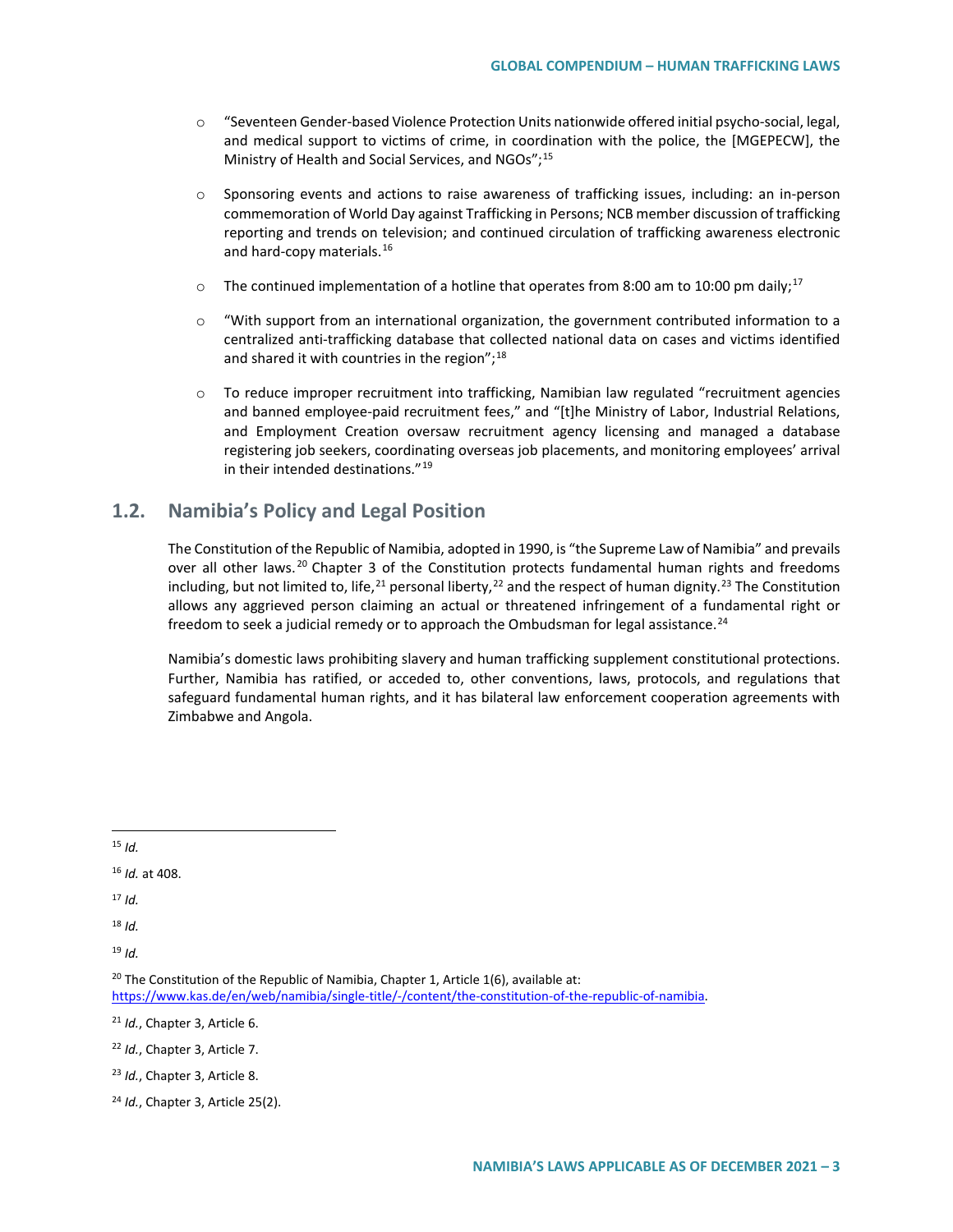- "Seventeen Gender-based Violence Protection Units nationwide offered initial psycho-social, legal, and medical support to victims of crime, in coordination with the police, the [MGEPECW], the Ministry of Health and Social Services, and NGOs";[15]

- Sponsoring events and actions to raise awareness of trafficking issues, including: an in-person commemoration of World Day against Trafficking in Persons; NCB member discussion of trafficking reporting and trends on television; and continued circulation of trafficking awareness electronic and hard-copy materials.[16]

- The continued implementation of a hotline that operates from 8:00 am to 10:00 pm daily;[17]

- "With support from an international organization, the government contributed information to a centralized anti-trafficking database that collected national data on cases and victims identified and shared it with countries in the region";[18]

- To reduce improper recruitment into trafficking, Namibian law regulated "recruitment agencies and banned employee-paid recruitment fees," and "[t]he Ministry of Labor, Industrial Relations, and Employment Creation oversaw recruitment agency licensing and managed a database registering job seekers, coordinating overseas job placements, and monitoring employees' arrival in their intended destinations."[19]

## 1.2. Namibia's Policy and Legal Position

The Constitution of the Republic of Namibia, adopted in 1990, is "the Supreme Law of Namibia" and prevails over all other laws.[20] Chapter 3 of the Constitution protects fundamental human rights and freedoms including, but not limited to, life,[21] personal liberty,[22] and the respect of human dignity.[23] The Constitution allows any aggrieved person claiming an actual or threatened infringement of a fundamental right or freedom to seek a judicial remedy or to approach the Ombudsman for legal assistance.[24]

Namibia's domestic laws prohibiting slavery and human trafficking supplement constitutional protections. Further, Namibia has ratified, or acceded to, other conventions, laws, protocols, and regulations that safeguard fundamental human rights, and it has bilateral law enforcement cooperation agreements with Zimbabwe and Angola.

---

[15] *Id.*

[16] *Id.* at 408.

[17] *Id.*

[18] *Id.*

[19] *Id.*

[20] The Constitution of the Republic of Namibia, Chapter 1, Article 1(6), available at: https://www.kas.de/en/web/namibia/single-title/-/content/the-constitution-of-the-republic-of-namibia.

[21] *Id.*, Chapter 3, Article 6.

[22] *Id.*, Chapter 3, Article 7.

[23] *Id.*, Chapter 3, Article 8.

[24] *Id.*, Chapter 3, Article 25(2).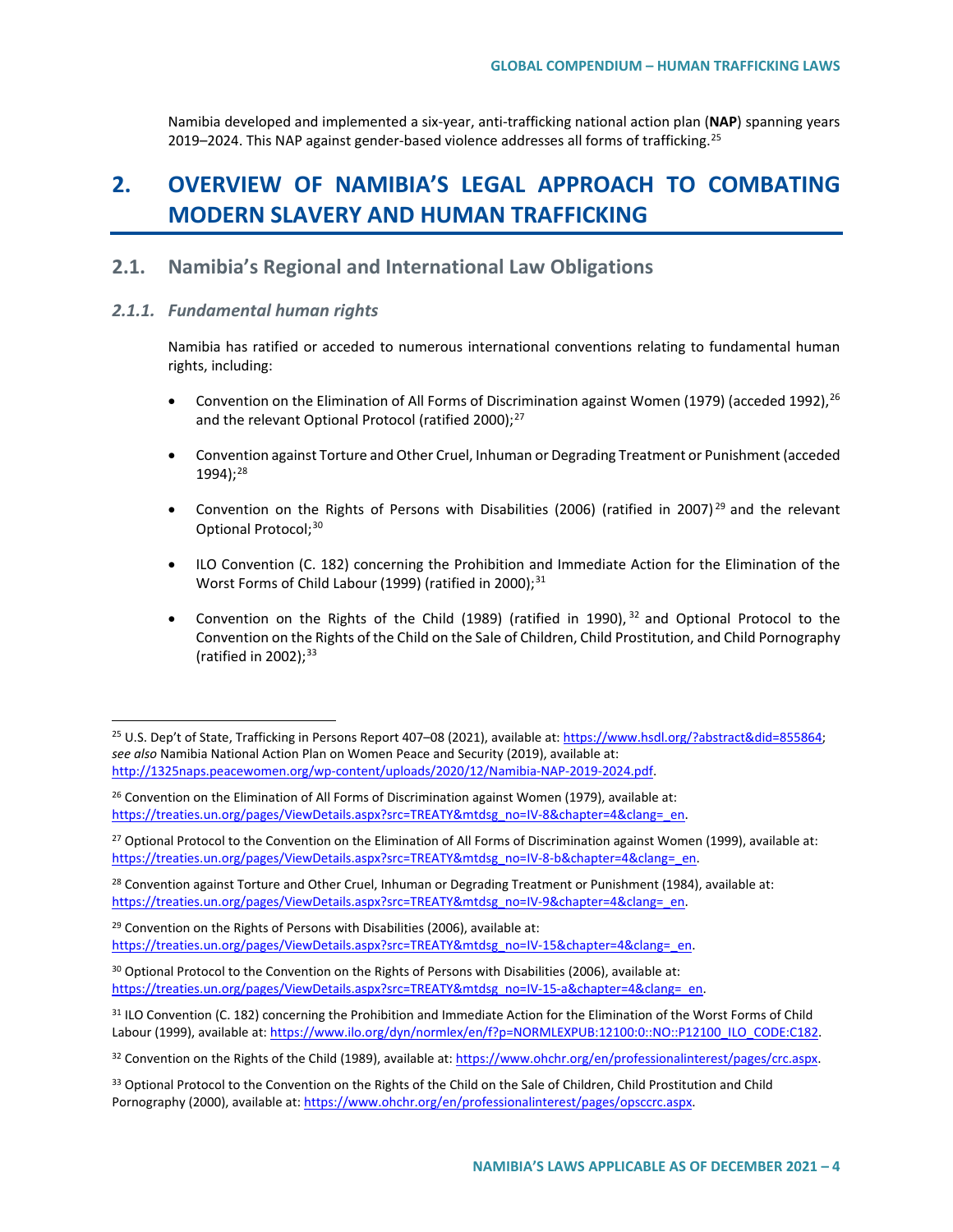Namibia developed and implemented a six-year, anti-trafficking national action plan (**NAP**) spanning years 2019–2024. This NAP against gender-based violence addresses all forms of trafficking.[25]

# 2. OVERVIEW OF NAMIBIA'S LEGAL APPROACH TO COMBATING MODERN SLAVERY AND HUMAN TRAFFICKING

## 2.1. Namibia's Regional and International Law Obligations

### *2.1.1. Fundamental human rights*

Namibia has ratified or acceded to numerous international conventions relating to fundamental human rights, including:

- Convention on the Elimination of All Forms of Discrimination against Women (1979) (acceded 1992),[26] and the relevant Optional Protocol (ratified 2000);[27]

- Convention against Torture and Other Cruel, Inhuman or Degrading Treatment or Punishment (acceded 1994);[28]

- Convention on the Rights of Persons with Disabilities (2006) (ratified in 2007)[29] and the relevant Optional Protocol;[30]

- ILO Convention (C. 182) concerning the Prohibition and Immediate Action for the Elimination of the Worst Forms of Child Labour (1999) (ratified in 2000);[31]

- Convention on the Rights of the Child (1989) (ratified in 1990),[32] and Optional Protocol to the Convention on the Rights of the Child on the Sale of Children, Child Prostitution, and Child Pornography (ratified in 2002);[33]

---

[25] U.S. Dep't of State, Trafficking in Persons Report 407–08 (2021), available at: https://www.hsdl.org/?abstract&did=855864; *see also* Namibia National Action Plan on Women Peace and Security (2019), available at: http://1325naps.peacewomen.org/wp-content/uploads/2020/12/Namibia-NAP-2019-2024.pdf.

[26] Convention on the Elimination of All Forms of Discrimination against Women (1979), available at: https://treaties.un.org/pages/ViewDetails.aspx?src=TREATY&mtdsg_no=IV-8&chapter=4&clang=_en.

[27] Optional Protocol to the Convention on the Elimination of All Forms of Discrimination against Women (1999), available at: https://treaties.un.org/pages/ViewDetails.aspx?src=TREATY&mtdsg_no=IV-8-b&chapter=4&clang=_en.

[28] Convention against Torture and Other Cruel, Inhuman or Degrading Treatment or Punishment (1984), available at: https://treaties.un.org/pages/ViewDetails.aspx?src=TREATY&mtdsg_no=IV-9&chapter=4&clang=_en.

[29] Convention on the Rights of Persons with Disabilities (2006), available at: https://treaties.un.org/pages/ViewDetails.aspx?src=TREATY&mtdsg_no=IV-15&chapter=4&clang=_en.

[30] Optional Protocol to the Convention on the Rights of Persons with Disabilities (2006), available at: https://treaties.un.org/pages/ViewDetails.aspx?src=TREATY&mtdsg_no=IV-15-a&chapter=4&clang=_en.

[31] ILO Convention (C. 182) concerning the Prohibition and Immediate Action for the Elimination of the Worst Forms of Child Labour (1999), available at: https://www.ilo.org/dyn/normlex/en/f?p=NORMLEXPUB:12100:0::NO::P12100_ILO_CODE:C182.

[32] Convention on the Rights of the Child (1989), available at: https://www.ohchr.org/en/professionalinterest/pages/crc.aspx.

[33] Optional Protocol to the Convention on the Rights of the Child on the Sale of Children, Child Prostitution and Child Pornography (2000), available at: https://www.ohchr.org/en/professionalinterest/pages/opsccrc.aspx.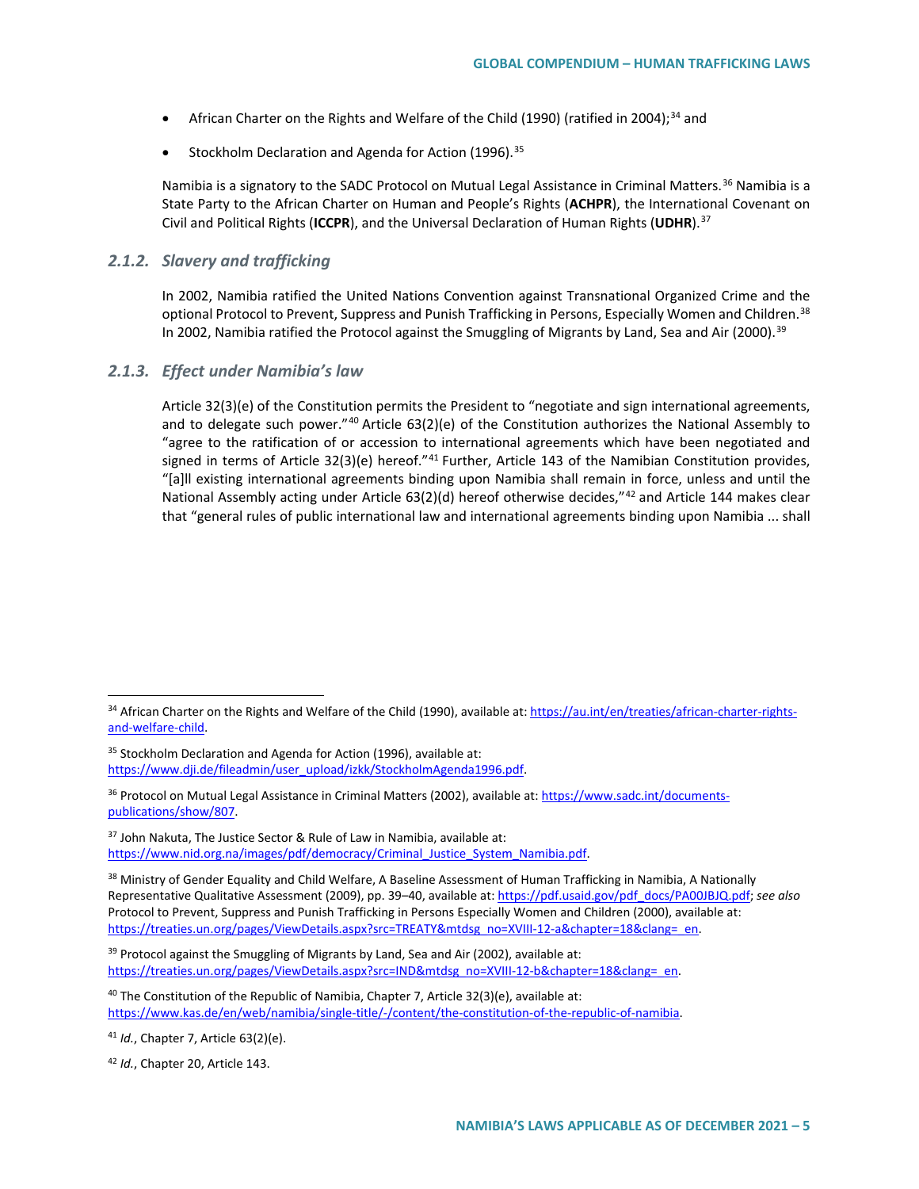- African Charter on the Rights and Welfare of the Child (1990) (ratified in 2004);[34] and
- Stockholm Declaration and Agenda for Action (1996).[35]

Namibia is a signatory to the SADC Protocol on Mutual Legal Assistance in Criminal Matters.[36] Namibia is a State Party to the African Charter on Human and People's Rights (**ACHPR**), the International Covenant on Civil and Political Rights (**ICCPR**), and the Universal Declaration of Human Rights (**UDHR**).[37]

### 2.1.2. *Slavery and trafficking*

In 2002, Namibia ratified the United Nations Convention against Transnational Organized Crime and the optional Protocol to Prevent, Suppress and Punish Trafficking in Persons, Especially Women and Children.[38] In 2002, Namibia ratified the Protocol against the Smuggling of Migrants by Land, Sea and Air (2000).[39]

### 2.1.3. *Effect under Namibia's law*

Article 32(3)(e) of the Constitution permits the President to "negotiate and sign international agreements, and to delegate such power."[40] Article 63(2)(e) of the Constitution authorizes the National Assembly to "agree to the ratification of or accession to international agreements which have been negotiated and signed in terms of Article 32(3)(e) hereof."[41] Further, Article 143 of the Namibian Constitution provides, "[a]ll existing international agreements binding upon Namibia shall remain in force, unless and until the National Assembly acting under Article 63(2)(d) hereof otherwise decides,"[42] and Article 144 makes clear that "general rules of public international law and international agreements binding upon Namibia ... shall

---

[34] African Charter on the Rights and Welfare of the Child (1990), available at: https://au.int/en/treaties/african-charter-rights-and-welfare-child.

[35] Stockholm Declaration and Agenda for Action (1996), available at: https://www.dji.de/fileadmin/user_upload/izkk/StockholmAgenda1996.pdf.

[36] Protocol on Mutual Legal Assistance in Criminal Matters (2002), available at: https://www.sadc.int/documents-publications/show/807.

[37] John Nakuta, The Justice Sector & Rule of Law in Namibia, available at: https://www.nid.org.na/images/pdf/democracy/Criminal_Justice_System_Namibia.pdf.

[38] Ministry of Gender Equality and Child Welfare, A Baseline Assessment of Human Trafficking in Namibia, A Nationally Representative Qualitative Assessment (2009), pp. 39–40, available at: https://pdf.usaid.gov/pdf_docs/PA00JBJQ.pdf; *see also* Protocol to Prevent, Suppress and Punish Trafficking in Persons Especially Women and Children (2000), available at: https://treaties.un.org/pages/ViewDetails.aspx?src=TREATY&mtdsg_no=XVIII-12-a&chapter=18&clang=_en.

[39] Protocol against the Smuggling of Migrants by Land, Sea and Air (2002), available at: https://treaties.un.org/pages/ViewDetails.aspx?src=IND&mtdsg_no=XVIII-12-b&chapter=18&clang=_en.

[40] The Constitution of the Republic of Namibia, Chapter 7, Article 32(3)(e), available at: https://www.kas.de/en/web/namibia/single-title/-/content/the-constitution-of-the-republic-of-namibia.

[41] *Id.*, Chapter 7, Article 63(2)(e).

[42] *Id.*, Chapter 20, Article 143.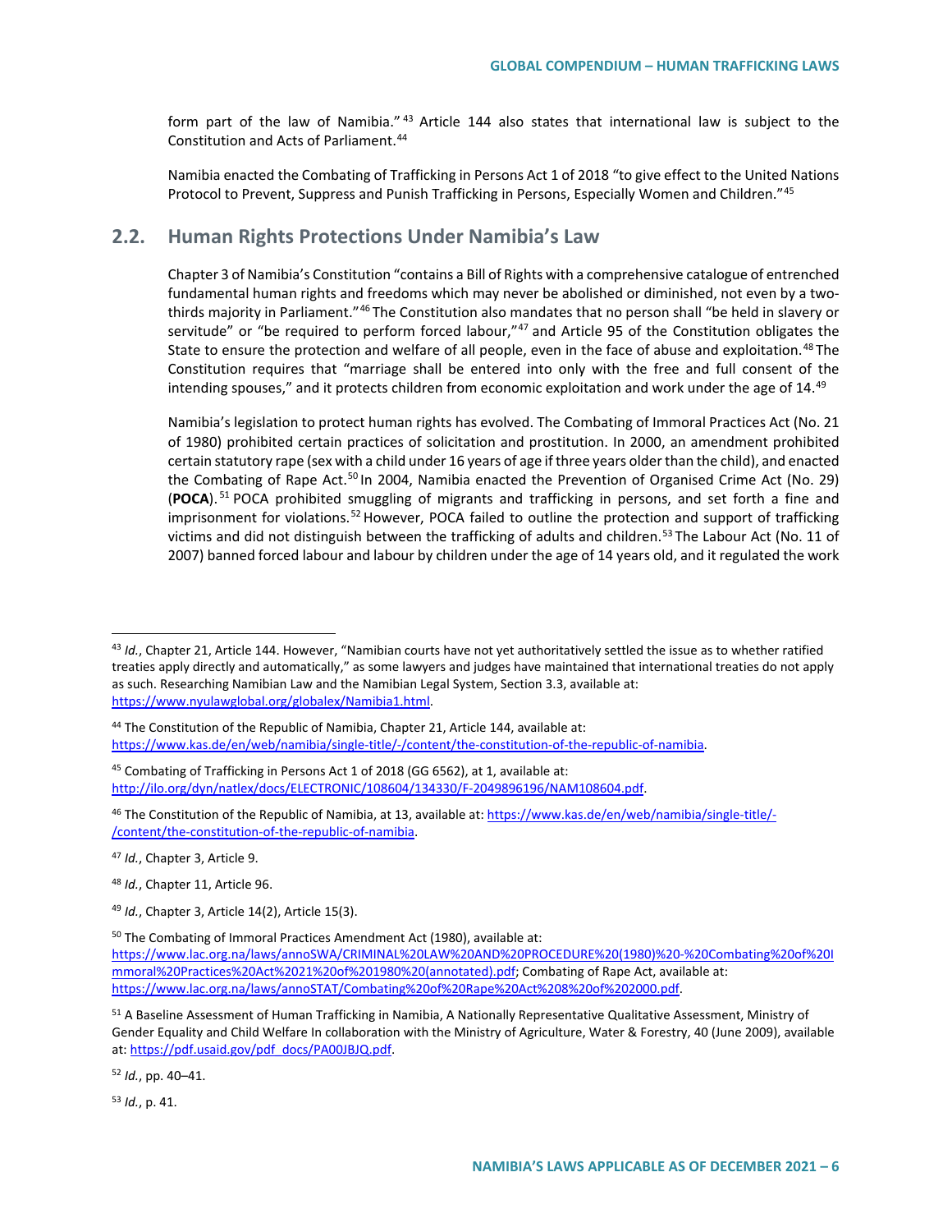form part of the law of Namibia."[43] Article 144 also states that international law is subject to the Constitution and Acts of Parliament.[44]

Namibia enacted the Combating of Trafficking in Persons Act 1 of 2018 "to give effect to the United Nations Protocol to Prevent, Suppress and Punish Trafficking in Persons, Especially Women and Children."[45]

## 2.2. Human Rights Protections Under Namibia's Law

Chapter 3 of Namibia's Constitution "contains a Bill of Rights with a comprehensive catalogue of entrenched fundamental human rights and freedoms which may never be abolished or diminished, not even by a two-thirds majority in Parliament."[46] The Constitution also mandates that no person shall "be held in slavery or servitude" or "be required to perform forced labour,"[47] and Article 95 of the Constitution obligates the State to ensure the protection and welfare of all people, even in the face of abuse and exploitation.[48] The Constitution requires that "marriage shall be entered into only with the free and full consent of the intending spouses," and it protects children from economic exploitation and work under the age of 14.[49]

Namibia's legislation to protect human rights has evolved. The Combating of Immoral Practices Act (No. 21 of 1980) prohibited certain practices of solicitation and prostitution. In 2000, an amendment prohibited certain statutory rape (sex with a child under 16 years of age if three years older than the child), and enacted the Combating of Rape Act.[50] In 2004, Namibia enacted the Prevention of Organised Crime Act (No. 29) (**POCA**).[51] POCA prohibited smuggling of migrants and trafficking in persons, and set forth a fine and imprisonment for violations.[52] However, POCA failed to outline the protection and support of trafficking victims and did not distinguish between the trafficking of adults and children.[53] The Labour Act (No. 11 of 2007) banned forced labour and labour by children under the age of 14 years old, and it regulated the work

---

[43] *Id.*, Chapter 21, Article 144. However, "Namibian courts have not yet authoritatively settled the issue as to whether ratified treaties apply directly and automatically," as some lawyers and judges have maintained that international treaties do not apply as such. Researching Namibian Law and the Namibian Legal System, Section 3.3, available at: https://www.nyulawglobal.org/globalex/Namibia1.html.

[44] The Constitution of the Republic of Namibia, Chapter 21, Article 144, available at: https://www.kas.de/en/web/namibia/single-title/-/content/the-constitution-of-the-republic-of-namibia.

[45] Combating of Trafficking in Persons Act 1 of 2018 (GG 6562), at 1, available at: http://ilo.org/dyn/natlex/docs/ELECTRONIC/108604/134330/F-2049896196/NAM108604.pdf.

[46] The Constitution of the Republic of Namibia, at 13, available at: https://www.kas.de/en/web/namibia/single-title/-/content/the-constitution-of-the-republic-of-namibia.

[47] *Id.*, Chapter 3, Article 9.

[48] *Id.*, Chapter 11, Article 96.

[49] *Id.*, Chapter 3, Article 14(2), Article 15(3).

[50] The Combating of Immoral Practices Amendment Act (1980), available at: https://www.lac.org.na/laws/annoSWA/CRIMINAL%20LAW%20AND%20PROCEDURE%20(1980)%20-%20Combating%20of%20Immoral%20Practices%20Act%2021%20of%201980%20(annotated).pdf; Combating of Rape Act, available at: https://www.lac.org.na/laws/annoSTAT/Combating%20of%20Rape%20Act%208%20of%202000.pdf.

[51] A Baseline Assessment of Human Trafficking in Namibia, A Nationally Representative Qualitative Assessment, Ministry of Gender Equality and Child Welfare In collaboration with the Ministry of Agriculture, Water & Forestry, 40 (June 2009), available at: https://pdf.usaid.gov/pdf_docs/PA00JBJQ.pdf.

[52] *Id.*, pp. 40–41.

[53] *Id.*, p. 41.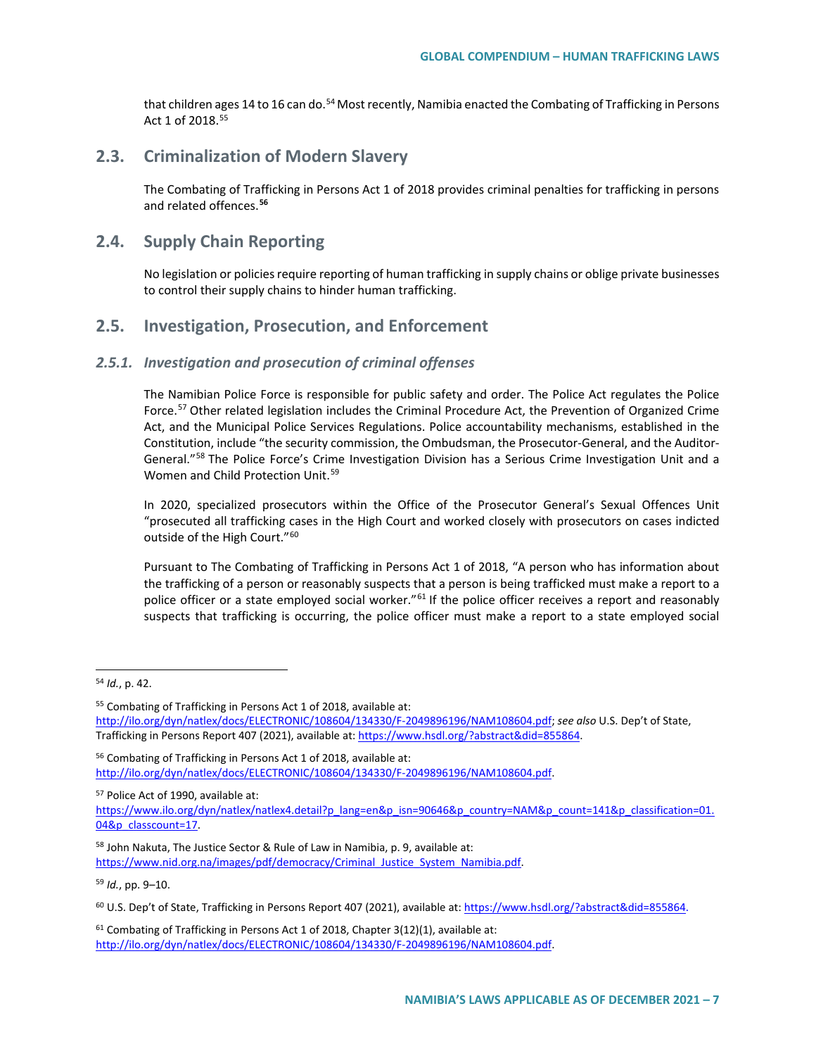that children ages 14 to 16 can do.[54] Most recently, Namibia enacted the Combating of Trafficking in Persons Act 1 of 2018.[55]

## 2.3. Criminalization of Modern Slavery

The Combating of Trafficking in Persons Act 1 of 2018 provides criminal penalties for trafficking in persons and related offences.[56]

## 2.4. Supply Chain Reporting

No legislation or policies require reporting of human trafficking in supply chains or oblige private businesses to control their supply chains to hinder human trafficking.

## 2.5. Investigation, Prosecution, and Enforcement

### *2.5.1. Investigation and prosecution of criminal offenses*

The Namibian Police Force is responsible for public safety and order. The Police Act regulates the Police Force.[57] Other related legislation includes the Criminal Procedure Act, the Prevention of Organized Crime Act, and the Municipal Police Services Regulations. Police accountability mechanisms, established in the Constitution, include "the security commission, the Ombudsman, the Prosecutor-General, and the Auditor-General."[58] The Police Force's Crime Investigation Division has a Serious Crime Investigation Unit and a Women and Child Protection Unit.[59]

In 2020, specialized prosecutors within the Office of the Prosecutor General's Sexual Offences Unit "prosecuted all trafficking cases in the High Court and worked closely with prosecutors on cases indicted outside of the High Court."[60]

Pursuant to The Combating of Trafficking in Persons Act 1 of 2018, "A person who has information about the trafficking of a person or reasonably suspects that a person is being trafficked must make a report to a police officer or a state employed social worker."[61] If the police officer receives a report and reasonably suspects that trafficking is occurring, the police officer must make a report to a state employed social

---

[54] *Id.*, p. 42.

[55] Combating of Trafficking in Persons Act 1 of 2018, available at: http://ilo.org/dyn/natlex/docs/ELECTRONIC/108604/134330/F-2049896196/NAM108604.pdf; *see also* U.S. Dep't of State, Trafficking in Persons Report 407 (2021), available at: https://www.hsdl.org/?abstract&did=855864.

[56] Combating of Trafficking in Persons Act 1 of 2018, available at: http://ilo.org/dyn/natlex/docs/ELECTRONIC/108604/134330/F-2049896196/NAM108604.pdf.

[57] Police Act of 1990, available at: https://www.ilo.org/dyn/natlex/natlex4.detail?p_lang=en&p_isn=90646&p_country=NAM&p_count=141&p_classification=01.04&p_classcount=17.

[58] John Nakuta, The Justice Sector & Rule of Law in Namibia, p. 9, available at: https://www.nid.org.na/images/pdf/democracy/Criminal_Justice_System_Namibia.pdf.

[59] *Id.*, pp. 9–10.

[60] U.S. Dep't of State, Trafficking in Persons Report 407 (2021), available at: https://www.hsdl.org/?abstract&did=855864.

[61] Combating of Trafficking in Persons Act 1 of 2018, Chapter 3(12)(1), available at: http://ilo.org/dyn/natlex/docs/ELECTRONIC/108604/134330/F-2049896196/NAM108604.pdf.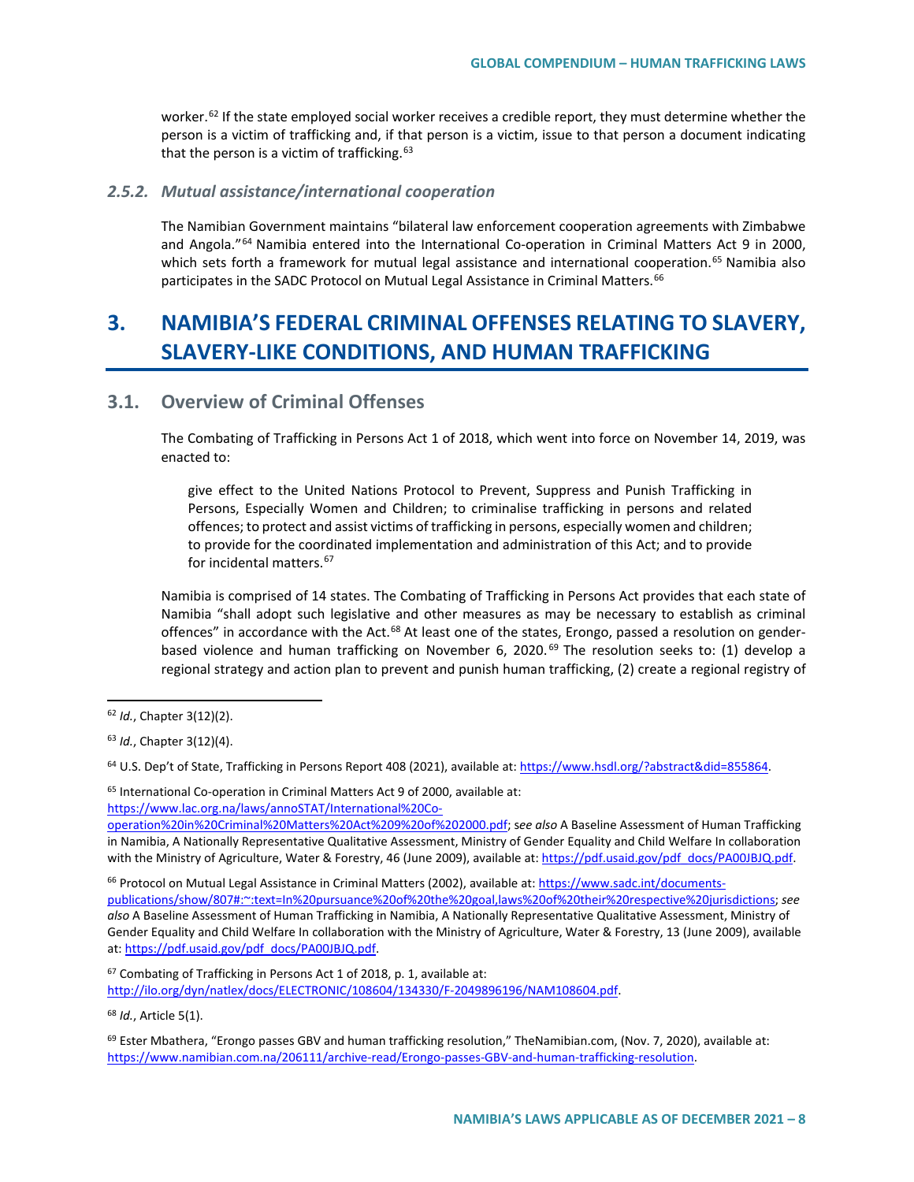worker.[62] If the state employed social worker receives a credible report, they must determine whether the person is a victim of trafficking and, if that person is a victim, issue to that person a document indicating that the person is a victim of trafficking.[63]

### *2.5.2. Mutual assistance/international cooperation*

The Namibian Government maintains "bilateral law enforcement cooperation agreements with Zimbabwe and Angola."[64] Namibia entered into the International Co-operation in Criminal Matters Act 9 in 2000, which sets forth a framework for mutual legal assistance and international cooperation.[65] Namibia also participates in the SADC Protocol on Mutual Legal Assistance in Criminal Matters.[66]

# 3. NAMIBIA'S FEDERAL CRIMINAL OFFENSES RELATING TO SLAVERY, SLAVERY-LIKE CONDITIONS, AND HUMAN TRAFFICKING

## 3.1. Overview of Criminal Offenses

The Combating of Trafficking in Persons Act 1 of 2018, which went into force on November 14, 2019, was enacted to:

> give effect to the United Nations Protocol to Prevent, Suppress and Punish Trafficking in Persons, Especially Women and Children; to criminalise trafficking in persons and related offences; to protect and assist victims of trafficking in persons, especially women and children; to provide for the coordinated implementation and administration of this Act; and to provide for incidental matters.[67]

Namibia is comprised of 14 states. The Combating of Trafficking in Persons Act provides that each state of Namibia "shall adopt such legislative and other measures as may be necessary to establish as criminal offences" in accordance with the Act.[68] At least one of the states, Erongo, passed a resolution on gender-based violence and human trafficking on November 6, 2020.[69] The resolution seeks to: (1) develop a regional strategy and action plan to prevent and punish human trafficking, (2) create a regional registry of

---

[62] *Id.*, Chapter 3(12)(2).

[63] *Id.*, Chapter 3(12)(4).

[64] U.S. Dep't of State, Trafficking in Persons Report 408 (2021), available at: https://www.hsdl.org/?abstract&did=855864.

[65] International Co-operation in Criminal Matters Act 9 of 2000, available at: https://www.lac.org.na/laws/annoSTAT/International%20Co-operation%20in%20Criminal%20Matters%20Act%209%20of%202000.pdf; *see also* A Baseline Assessment of Human Trafficking in Namibia, A Nationally Representative Qualitative Assessment, Ministry of Gender Equality and Child Welfare In collaboration with the Ministry of Agriculture, Water & Forestry, 46 (June 2009), available at: https://pdf.usaid.gov/pdf_docs/PA00JBJQ.pdf.

[66] Protocol on Mutual Legal Assistance in Criminal Matters (2002), available at: https://www.sadc.int/documents-publications/show/807#:~:text=In%20pursuance%20of%20the%20goal,laws%20of%20their%20respective%20jurisdictions; *see also* A Baseline Assessment of Human Trafficking in Namibia, A Nationally Representative Qualitative Assessment, Ministry of Gender Equality and Child Welfare In collaboration with the Ministry of Agriculture, Water & Forestry, 13 (June 2009), available at: https://pdf.usaid.gov/pdf_docs/PA00JBJQ.pdf.

[67] Combating of Trafficking in Persons Act 1 of 2018, p. 1, available at: http://ilo.org/dyn/natlex/docs/ELECTRONIC/108604/134330/F-2049896196/NAM108604.pdf.

[68] *Id.*, Article 5(1).

[69] Ester Mbathera, "Erongo passes GBV and human trafficking resolution," TheNamibian.com, (Nov. 7, 2020), available at: https://www.namibian.com.na/206111/archive-read/Erongo-passes-GBV-and-human-trafficking-resolution.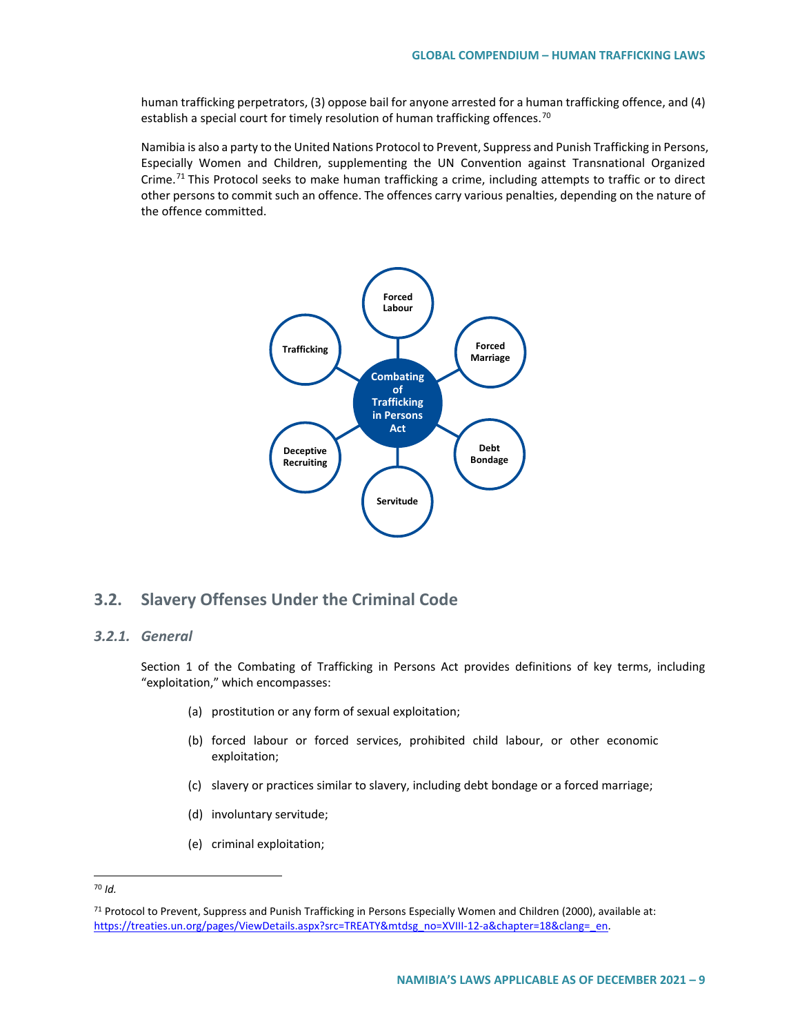human trafficking perpetrators, (3) oppose bail for anyone arrested for a human trafficking offence, and (4) establish a special court for timely resolution of human trafficking offences.[70]

Namibia is also a party to the United Nations Protocol to Prevent, Suppress and Punish Trafficking in Persons, Especially Women and Children, supplementing the UN Convention against Transnational Organized Crime.[71] This Protocol seeks to make human trafficking a crime, including attempts to traffic or to direct other persons to commit such an offence. The offences carry various penalties, depending on the nature of the offence committed.

Combating of Trafficking in Persons Act

- Forced Labour
- Forced Marriage
- Debt Bondage
- Servitude
- Deceptive Recruiting
- Trafficking

## 3.2. Slavery Offenses Under the Criminal Code

### *3.2.1. General*

Section 1 of the Combating of Trafficking in Persons Act provides definitions of key terms, including "exploitation," which encompasses:

(a) prostitution or any form of sexual exploitation;

(b) forced labour or forced services, prohibited child labour, or other economic exploitation;

(c) slavery or practices similar to slavery, including debt bondage or a forced marriage;

(d) involuntary servitude;

(e) criminal exploitation;

---

[70] *Id.*

[71] Protocol to Prevent, Suppress and Punish Trafficking in Persons Especially Women and Children (2000), available at: https://treaties.un.org/pages/ViewDetails.aspx?src=TREATY&mtdsg_no=XVIII-12-a&chapter=18&clang=_en.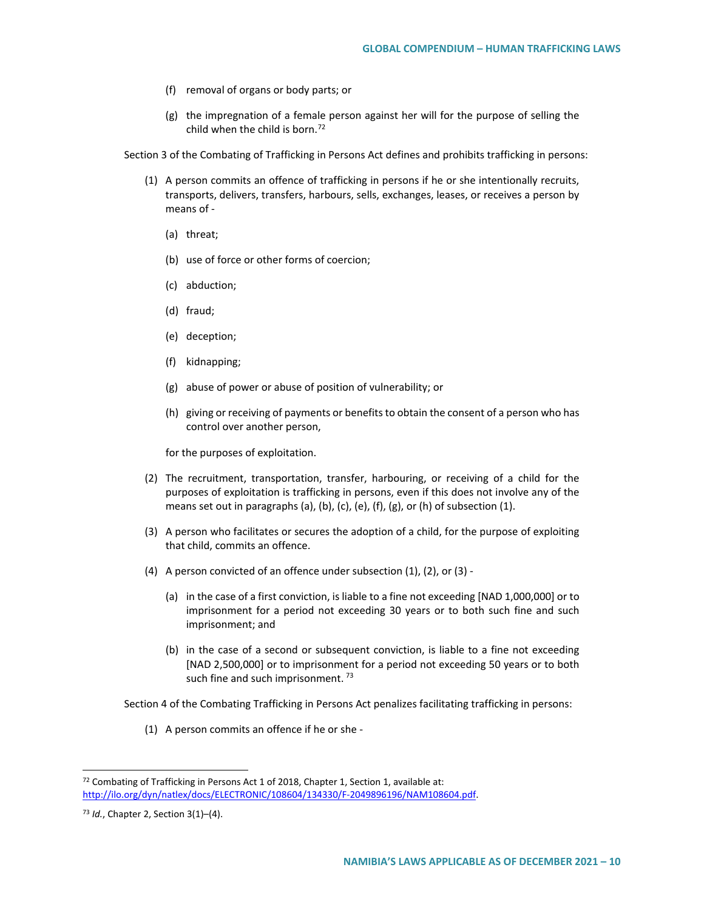(f) removal of organs or body parts; or

(g) the impregnation of a female person against her will for the purpose of selling the child when the child is born.[72]

Section 3 of the Combating of Trafficking in Persons Act defines and prohibits trafficking in persons:

(1) A person commits an offence of trafficking in persons if he or she intentionally recruits, transports, delivers, transfers, harbours, sells, exchanges, leases, or receives a person by means of -

(a) threat;

(b) use of force or other forms of coercion;

(c) abduction;

(d) fraud;

(e) deception;

(f) kidnapping;

(g) abuse of power or abuse of position of vulnerability; or

(h) giving or receiving of payments or benefits to obtain the consent of a person who has control over another person,

for the purposes of exploitation.

(2) The recruitment, transportation, transfer, harbouring, or receiving of a child for the purposes of exploitation is trafficking in persons, even if this does not involve any of the means set out in paragraphs (a), (b), (c), (e), (f), (g), or (h) of subsection (1).

(3) A person who facilitates or secures the adoption of a child, for the purpose of exploiting that child, commits an offence.

(4) A person convicted of an offence under subsection (1), (2), or (3) -

(a) in the case of a first conviction, is liable to a fine not exceeding [NAD 1,000,000] or to imprisonment for a period not exceeding 30 years or to both such fine and such imprisonment; and

(b) in the case of a second or subsequent conviction, is liable to a fine not exceeding [NAD 2,500,000] or to imprisonment for a period not exceeding 50 years or to both such fine and such imprisonment. [73]

Section 4 of the Combating Trafficking in Persons Act penalizes facilitating trafficking in persons:

(1) A person commits an offence if he or she -

---

[72] Combating of Trafficking in Persons Act 1 of 2018, Chapter 1, Section 1, available at: http://ilo.org/dyn/natlex/docs/ELECTRONIC/108604/134330/F-2049896196/NAM108604.pdf.

[73] *Id.*, Chapter 2, Section 3(1)–(4).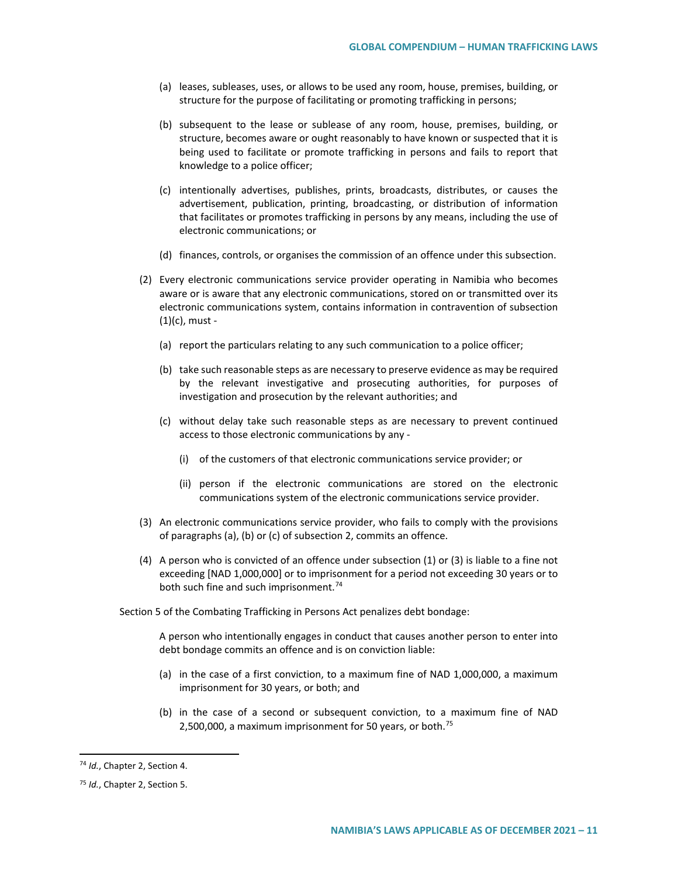(a) leases, subleases, uses, or allows to be used any room, house, premises, building, or structure for the purpose of facilitating or promoting trafficking in persons;

(b) subsequent to the lease or sublease of any room, house, premises, building, or structure, becomes aware or ought reasonably to have known or suspected that it is being used to facilitate or promote trafficking in persons and fails to report that knowledge to a police officer;

(c) intentionally advertises, publishes, prints, broadcasts, distributes, or causes the advertisement, publication, printing, broadcasting, or distribution of information that facilitates or promotes trafficking in persons by any means, including the use of electronic communications; or

(d) finances, controls, or organises the commission of an offence under this subsection.

(2) Every electronic communications service provider operating in Namibia who becomes aware or is aware that any electronic communications, stored on or transmitted over its electronic communications system, contains information in contravention of subsection (1)(c), must -

(a) report the particulars relating to any such communication to a police officer;

(b) take such reasonable steps as are necessary to preserve evidence as may be required by the relevant investigative and prosecuting authorities, for purposes of investigation and prosecution by the relevant authorities; and

(c) without delay take such reasonable steps as are necessary to prevent continued access to those electronic communications by any -

(i) of the customers of that electronic communications service provider; or

(ii) person if the electronic communications are stored on the electronic communications system of the electronic communications service provider.

(3) An electronic communications service provider, who fails to comply with the provisions of paragraphs (a), (b) or (c) of subsection 2, commits an offence.

(4) A person who is convicted of an offence under subsection (1) or (3) is liable to a fine not exceeding [NAD 1,000,000] or to imprisonment for a period not exceeding 30 years or to both such fine and such imprisonment.[74]

Section 5 of the Combating Trafficking in Persons Act penalizes debt bondage:

> A person who intentionally engages in conduct that causes another person to enter into debt bondage commits an offence and is on conviction liable:
>
> (a) in the case of a first conviction, to a maximum fine of NAD 1,000,000, a maximum imprisonment for 30 years, or both; and
>
> (b) in the case of a second or subsequent conviction, to a maximum fine of NAD 2,500,000, a maximum imprisonment for 50 years, or both.[75]

---

[74] *Id.*, Chapter 2, Section 4.

[75] *Id.*, Chapter 2, Section 5.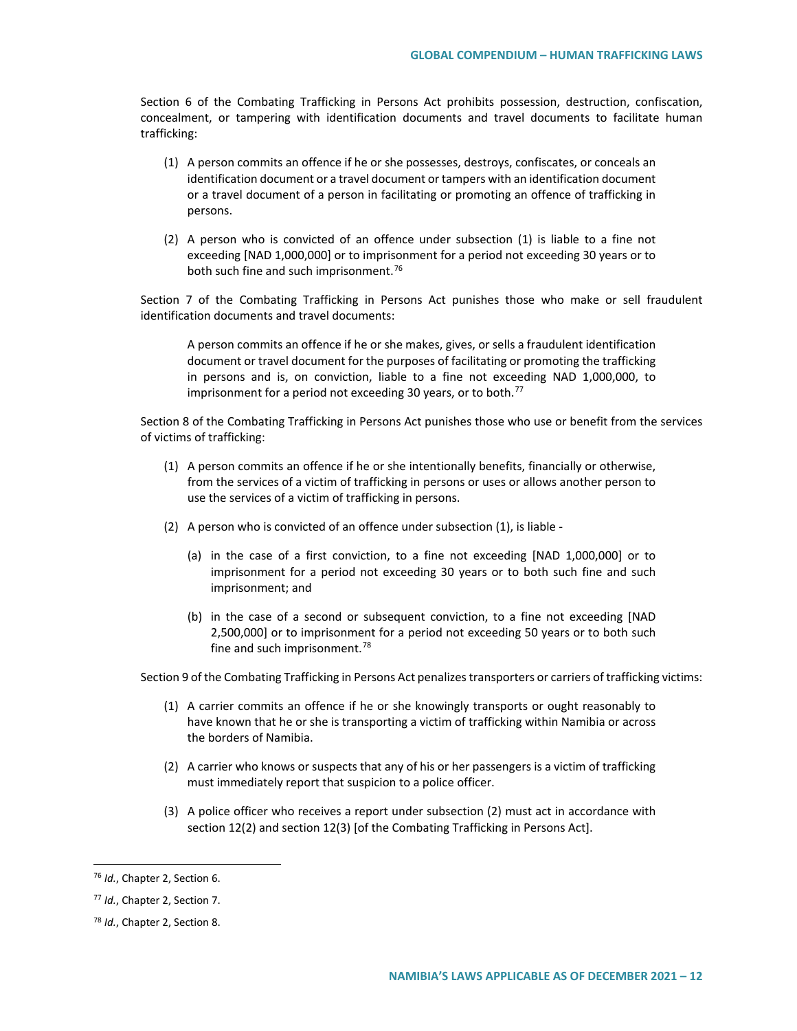Section 6 of the Combating Trafficking in Persons Act prohibits possession, destruction, confiscation, concealment, or tampering with identification documents and travel documents to facilitate human trafficking:

> (1) A person commits an offence if he or she possesses, destroys, confiscates, or conceals an identification document or a travel document or tampers with an identification document or a travel document of a person in facilitating or promoting an offence of trafficking in persons.
>
> (2) A person who is convicted of an offence under subsection (1) is liable to a fine not exceeding [NAD 1,000,000] or to imprisonment for a period not exceeding 30 years or to both such fine and such imprisonment.[76]

Section 7 of the Combating Trafficking in Persons Act punishes those who make or sell fraudulent identification documents and travel documents:

> A person commits an offence if he or she makes, gives, or sells a fraudulent identification document or travel document for the purposes of facilitating or promoting the trafficking in persons and is, on conviction, liable to a fine not exceeding NAD 1,000,000, to imprisonment for a period not exceeding 30 years, or to both.[77]

Section 8 of the Combating Trafficking in Persons Act punishes those who use or benefit from the services of victims of trafficking:

> (1) A person commits an offence if he or she intentionally benefits, financially or otherwise, from the services of a victim of trafficking in persons or uses or allows another person to use the services of a victim of trafficking in persons.
>
> (2) A person who is convicted of an offence under subsection (1), is liable -
>
> (a) in the case of a first conviction, to a fine not exceeding [NAD 1,000,000] or to imprisonment for a period not exceeding 30 years or to both such fine and such imprisonment; and
>
> (b) in the case of a second or subsequent conviction, to a fine not exceeding [NAD 2,500,000] or to imprisonment for a period not exceeding 50 years or to both such fine and such imprisonment.[78]

Section 9 of the Combating Trafficking in Persons Act penalizes transporters or carriers of trafficking victims:

> (1) A carrier commits an offence if he or she knowingly transports or ought reasonably to have known that he or she is transporting a victim of trafficking within Namibia or across the borders of Namibia.
>
> (2) A carrier who knows or suspects that any of his or her passengers is a victim of trafficking must immediately report that suspicion to a police officer.
>
> (3) A police officer who receives a report under subsection (2) must act in accordance with section 12(2) and section 12(3) [of the Combating Trafficking in Persons Act].

---

[76] *Id.*, Chapter 2, Section 6.

[77] *Id.*, Chapter 2, Section 7.

[78] *Id.*, Chapter 2, Section 8.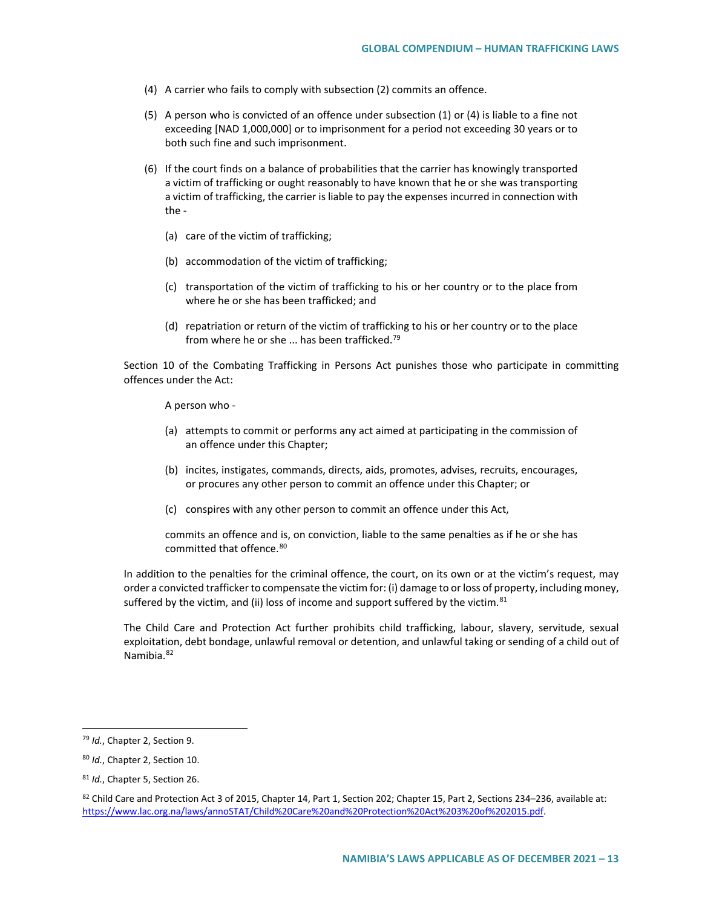(4) A carrier who fails to comply with subsection (2) commits an offence.

(5) A person who is convicted of an offence under subsection (1) or (4) is liable to a fine not exceeding [NAD 1,000,000] or to imprisonment for a period not exceeding 30 years or to both such fine and such imprisonment.

(6) If the court finds on a balance of probabilities that the carrier has knowingly transported a victim of trafficking or ought reasonably to have known that he or she was transporting a victim of trafficking, the carrier is liable to pay the expenses incurred in connection with the -

(a) care of the victim of trafficking;

(b) accommodation of the victim of trafficking;

(c) transportation of the victim of trafficking to his or her country or to the place from where he or she has been trafficked; and

(d) repatriation or return of the victim of trafficking to his or her country or to the place from where he or she ... has been trafficked.[79]

Section 10 of the Combating Trafficking in Persons Act punishes those who participate in committing offences under the Act:

A person who -

(a) attempts to commit or performs any act aimed at participating in the commission of an offence under this Chapter;

(b) incites, instigates, commands, directs, aids, promotes, advises, recruits, encourages, or procures any other person to commit an offence under this Chapter; or

(c) conspires with any other person to commit an offence under this Act,

commits an offence and is, on conviction, liable to the same penalties as if he or she has committed that offence.[80]

In addition to the penalties for the criminal offence, the court, on its own or at the victim's request, may order a convicted trafficker to compensate the victim for: (i) damage to or loss of property, including money, suffered by the victim, and (ii) loss of income and support suffered by the victim.[81]

The Child Care and Protection Act further prohibits child trafficking, labour, slavery, servitude, sexual exploitation, debt bondage, unlawful removal or detention, and unlawful taking or sending of a child out of Namibia.[82]

---

[79] *Id.*, Chapter 2, Section 9.

[80] *Id.*, Chapter 2, Section 10.

[81] *Id.*, Chapter 5, Section 26.

[82] Child Care and Protection Act 3 of 2015, Chapter 14, Part 1, Section 202; Chapter 15, Part 2, Sections 234–236, available at: https://www.lac.org.na/laws/annoSTAT/Child%20Care%20and%20Protection%20Act%203%20of%202015.pdf.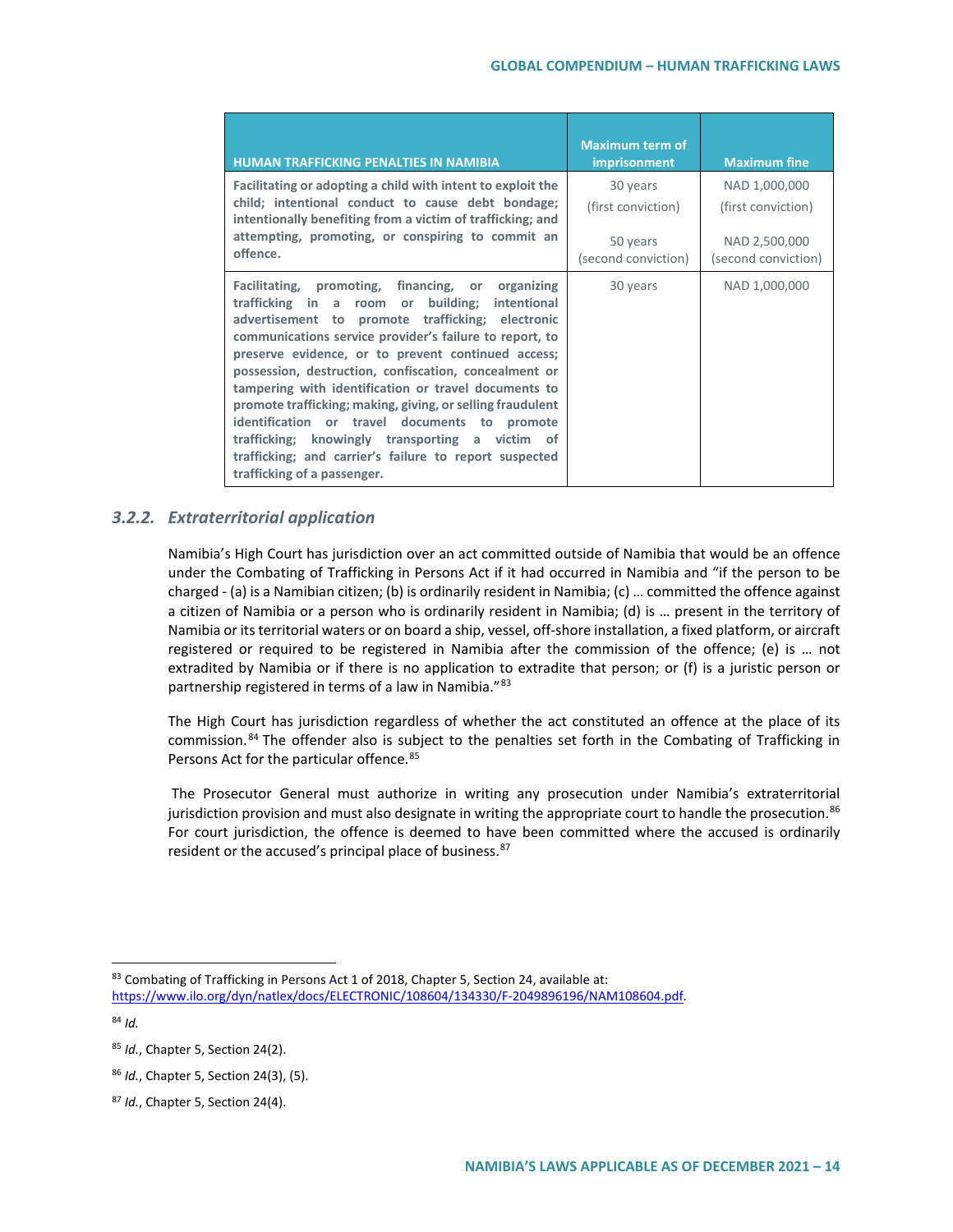| HUMAN TRAFFICKING PENALTIES IN NAMIBIA | Maximum term of imprisonment | Maximum fine |
|---|---|---|
| **Facilitating or adopting a child with intent to exploit the child; intentional conduct to cause debt bondage; intentionally benefiting from a victim of trafficking; and attempting, promoting, or conspiring to commit an offence.** | 30 years (first conviction)<br><br>50 years (second conviction) | NAD 1,000,000 (first conviction)<br><br>NAD 2,500,000 (second conviction) |
| **Facilitating, promoting, financing, or organizing trafficking in a room or building; intentional advertisement to promote trafficking; electronic communications service provider's failure to report, to preserve evidence, or to prevent continued access; possession, destruction, confiscation, concealment or tampering with identification or travel documents to promote trafficking; making, giving, or selling fraudulent identification or travel documents to promote trafficking; knowingly transporting a victim of trafficking; and carrier's failure to report suspected trafficking of a passenger.** | 30 years | NAD 1,000,000 |

### 3.2.2. *Extraterritorial application*

Namibia's High Court has jurisdiction over an act committed outside of Namibia that would be an offence under the Combating of Trafficking in Persons Act if it had occurred in Namibia and "if the person to be charged - (a) is a Namibian citizen; (b) is ordinarily resident in Namibia; (c) … committed the offence against a citizen of Namibia or a person who is ordinarily resident in Namibia; (d) is … present in the territory of Namibia or its territorial waters or on board a ship, vessel, off-shore installation, a fixed platform, or aircraft registered or required to be registered in Namibia after the commission of the offence; (e) is … not extradited by Namibia or if there is no application to extradite that person; or (f) is a juristic person or partnership registered in terms of a law in Namibia."[83]

The High Court has jurisdiction regardless of whether the act constituted an offence at the place of its commission.[84] The offender also is subject to the penalties set forth in the Combating of Trafficking in Persons Act for the particular offence.[85]

The Prosecutor General must authorize in writing any prosecution under Namibia's extraterritorial jurisdiction provision and must also designate in writing the appropriate court to handle the prosecution.[86] For court jurisdiction, the offence is deemed to have been committed where the accused is ordinarily resident or the accused's principal place of business.[87]

---

[83] Combating of Trafficking in Persons Act 1 of 2018, Chapter 5, Section 24, available at: https://www.ilo.org/dyn/natlex/docs/ELECTRONIC/108604/134330/F-2049896196/NAM108604.pdf.

[84] *Id.*

[85] *Id.*, Chapter 5, Section 24(2).

[86] *Id.*, Chapter 5, Section 24(3), (5).

[87] *Id.*, Chapter 5, Section 24(4).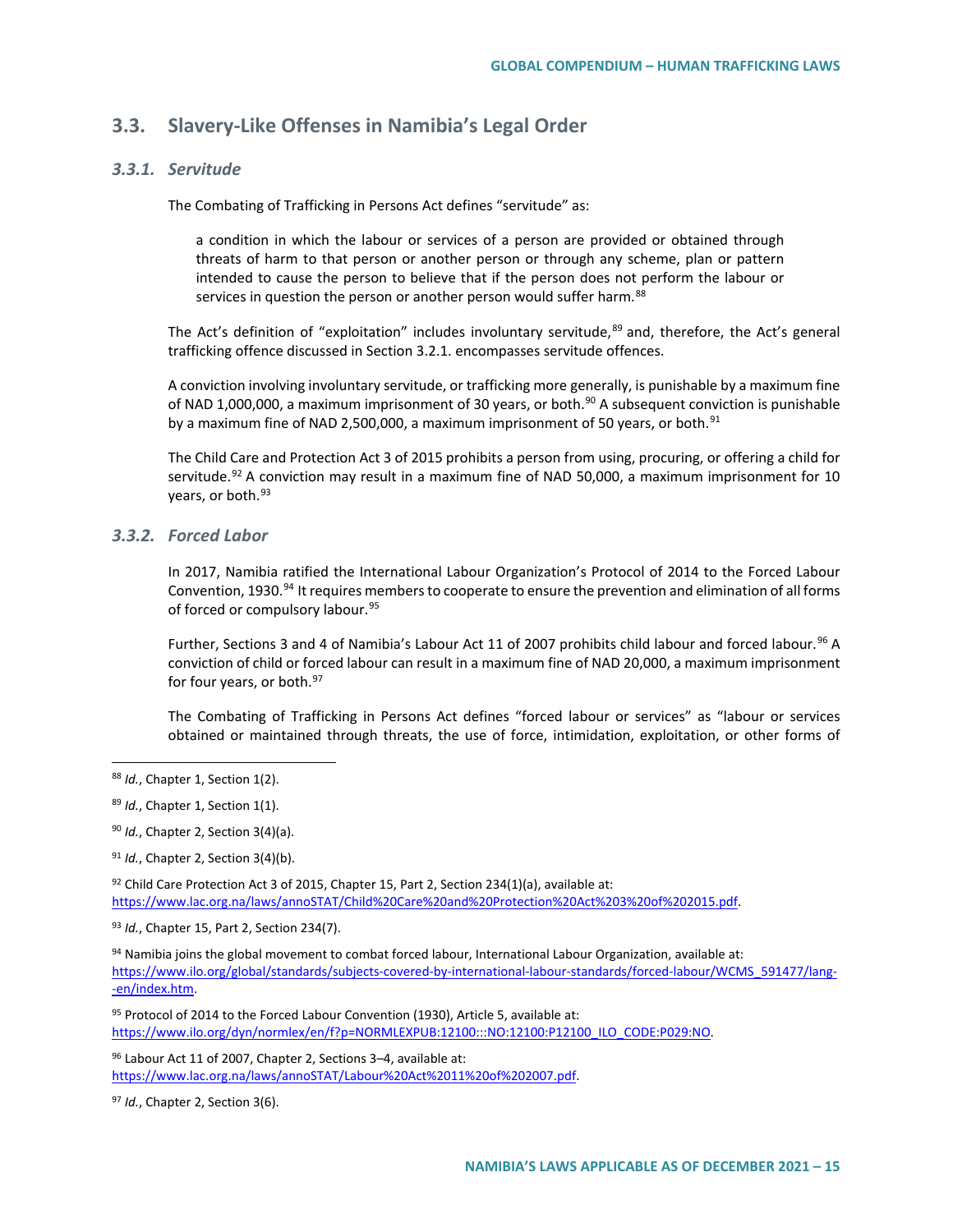## 3.3. Slavery-Like Offenses in Namibia's Legal Order

### *3.3.1. Servitude*

The Combating of Trafficking in Persons Act defines "servitude" as:

> a condition in which the labour or services of a person are provided or obtained through threats of harm to that person or another person or through any scheme, plan or pattern intended to cause the person to believe that if the person does not perform the labour or services in question the person or another person would suffer harm.[88]

The Act's definition of "exploitation" includes involuntary servitude,[89] and, therefore, the Act's general trafficking offence discussed in Section 3.2.1. encompasses servitude offences.

A conviction involving involuntary servitude, or trafficking more generally, is punishable by a maximum fine of NAD 1,000,000, a maximum imprisonment of 30 years, or both.[90] A subsequent conviction is punishable by a maximum fine of NAD 2,500,000, a maximum imprisonment of 50 years, or both.[91]

The Child Care and Protection Act 3 of 2015 prohibits a person from using, procuring, or offering a child for servitude.[92] A conviction may result in a maximum fine of NAD 50,000, a maximum imprisonment for 10 years, or both.[93]

### *3.3.2. Forced Labor*

In 2017, Namibia ratified the International Labour Organization's Protocol of 2014 to the Forced Labour Convention, 1930.[94] It requires members to cooperate to ensure the prevention and elimination of all forms of forced or compulsory labour.[95]

Further, Sections 3 and 4 of Namibia's Labour Act 11 of 2007 prohibits child labour and forced labour.[96] A conviction of child or forced labour can result in a maximum fine of NAD 20,000, a maximum imprisonment for four years, or both.[97]

The Combating of Trafficking in Persons Act defines "forced labour or services" as "labour or services obtained or maintained through threats, the use of force, intimidation, exploitation, or other forms of

---

[88] *Id.*, Chapter 1, Section 1(2).

[89] *Id.*, Chapter 1, Section 1(1).

[90] *Id.*, Chapter 2, Section 3(4)(a).

[91] *Id.*, Chapter 2, Section 3(4)(b).

[92] Child Care Protection Act 3 of 2015, Chapter 15, Part 2, Section 234(1)(a), available at: https://www.lac.org.na/laws/annoSTAT/Child%20Care%20and%20Protection%20Act%203%20of%202015.pdf.

[93] *Id.*, Chapter 15, Part 2, Section 234(7).

[94] Namibia joins the global movement to combat forced labour, International Labour Organization, available at: https://www.ilo.org/global/standards/subjects-covered-by-international-labour-standards/forced-labour/WCMS_591477/lang--en/index.htm.

[95] Protocol of 2014 to the Forced Labour Convention (1930), Article 5, available at: https://www.ilo.org/dyn/normlex/en/f?p=NORMLEXPUB:12100:::NO:12100:P12100_ILO_CODE:P029:NO.

[96] Labour Act 11 of 2007, Chapter 2, Sections 3–4, available at: https://www.lac.org.na/laws/annoSTAT/Labour%20Act%2011%20of%202007.pdf.

[97] *Id.*, Chapter 2, Section 3(6).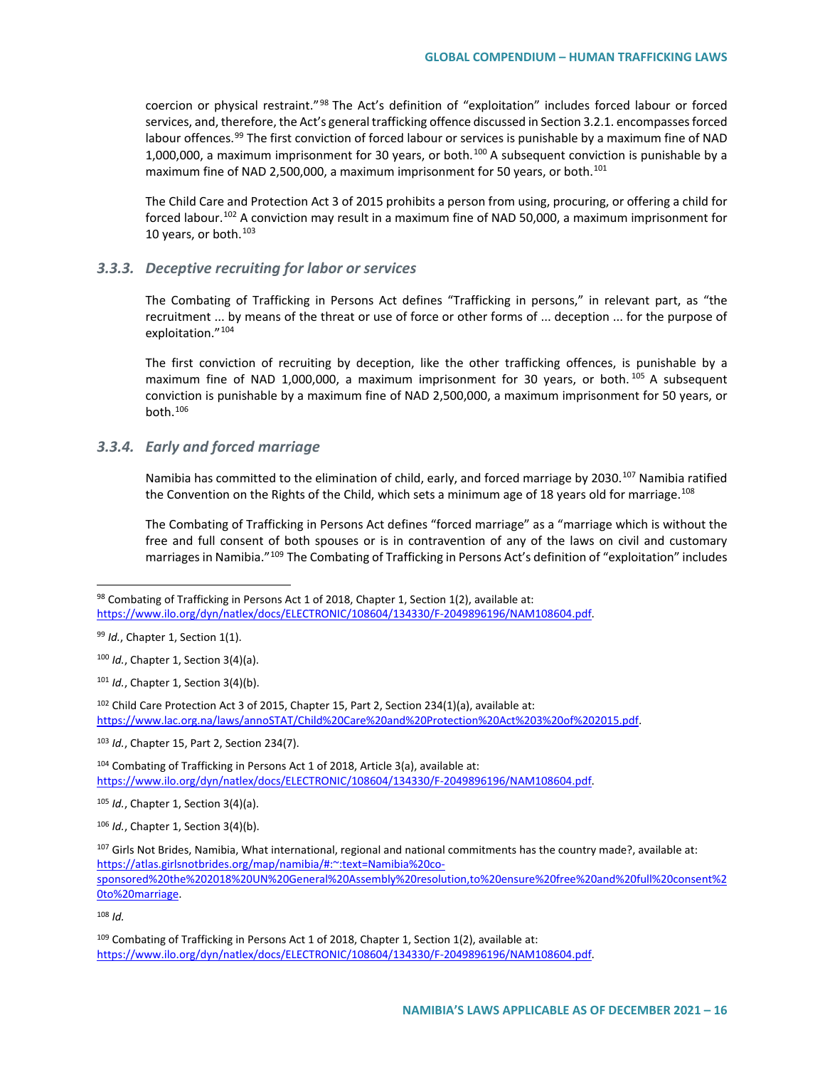coercion or physical restraint."[98] The Act's definition of "exploitation" includes forced labour or forced services, and, therefore, the Act's general trafficking offence discussed in Section 3.2.1. encompasses forced labour offences.[99] The first conviction of forced labour or services is punishable by a maximum fine of NAD 1,000,000, a maximum imprisonment for 30 years, or both.[100] A subsequent conviction is punishable by a maximum fine of NAD 2,500,000, a maximum imprisonment for 50 years, or both.[101]

The Child Care and Protection Act 3 of 2015 prohibits a person from using, procuring, or offering a child for forced labour.[102] A conviction may result in a maximum fine of NAD 50,000, a maximum imprisonment for 10 years, or both.[103]

### *3.3.3. Deceptive recruiting for labor or services*

The Combating of Trafficking in Persons Act defines "Trafficking in persons," in relevant part, as "the recruitment ... by means of the threat or use of force or other forms of ... deception ... for the purpose of exploitation."[104]

The first conviction of recruiting by deception, like the other trafficking offences, is punishable by a maximum fine of NAD 1,000,000, a maximum imprisonment for 30 years, or both.[105] A subsequent conviction is punishable by a maximum fine of NAD 2,500,000, a maximum imprisonment for 50 years, or both.[106]

### *3.3.4. Early and forced marriage*

Namibia has committed to the elimination of child, early, and forced marriage by 2030.[107] Namibia ratified the Convention on the Rights of the Child, which sets a minimum age of 18 years old for marriage.[108]

The Combating of Trafficking in Persons Act defines "forced marriage" as a "marriage which is without the free and full consent of both spouses or is in contravention of any of the laws on civil and customary marriages in Namibia."[109] The Combating of Trafficking in Persons Act's definition of "exploitation" includes

---

[98] Combating of Trafficking in Persons Act 1 of 2018, Chapter 1, Section 1(2), available at: https://www.ilo.org/dyn/natlex/docs/ELECTRONIC/108604/134330/F-2049896196/NAM108604.pdf.

[99] *Id.*, Chapter 1, Section 1(1).

[100] *Id.*, Chapter 1, Section 3(4)(a).

[101] *Id.*, Chapter 1, Section 3(4)(b).

[102] Child Care Protection Act 3 of 2015, Chapter 15, Part 2, Section 234(1)(a), available at: https://www.lac.org.na/laws/annoSTAT/Child%20Care%20and%20Protection%20Act%203%20of%202015.pdf.

[103] *Id.*, Chapter 15, Part 2, Section 234(7).

[104] Combating of Trafficking in Persons Act 1 of 2018, Article 3(a), available at: https://www.ilo.org/dyn/natlex/docs/ELECTRONIC/108604/134330/F-2049896196/NAM108604.pdf.

[105] *Id.*, Chapter 1, Section 3(4)(a).

[106] *Id.*, Chapter 1, Section 3(4)(b).

[107] Girls Not Brides, Namibia, What international, regional and national commitments has the country made?, available at: https://atlas.girlsnotbrides.org/map/namibia/#:~:text=Namibia%20co-sponsored%20the%202018%20UN%20General%20Assembly%20resolution,to%20ensure%20free%20and%20full%20consent%20to%20marriage.

[108] *Id.*

[109] Combating of Trafficking in Persons Act 1 of 2018, Chapter 1, Section 1(2), available at: https://www.ilo.org/dyn/natlex/docs/ELECTRONIC/108604/134330/F-2049896196/NAM108604.pdf.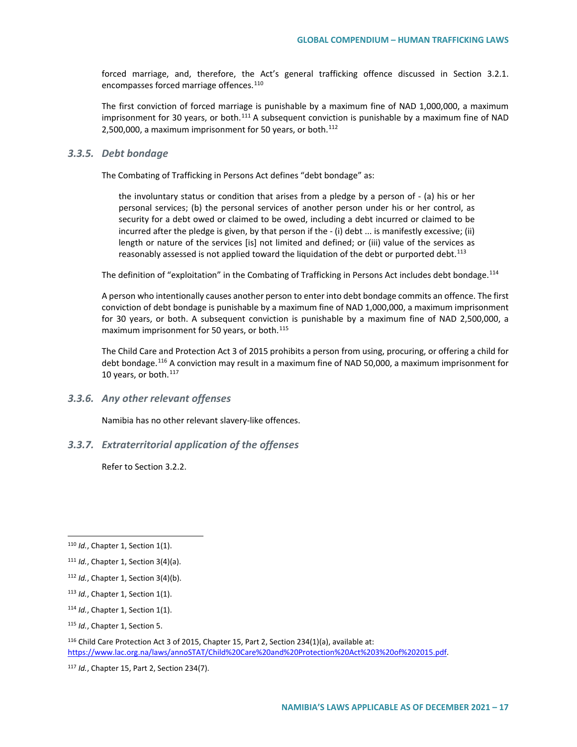forced marriage, and, therefore, the Act's general trafficking offence discussed in Section 3.2.1. encompasses forced marriage offences.[110]

The first conviction of forced marriage is punishable by a maximum fine of NAD 1,000,000, a maximum imprisonment for 30 years, or both.[111] A subsequent conviction is punishable by a maximum fine of NAD 2,500,000, a maximum imprisonment for 50 years, or both.[112]

### *3.3.5. Debt bondage*

The Combating of Trafficking in Persons Act defines "debt bondage" as:

> the involuntary status or condition that arises from a pledge by a person of - (a) his or her personal services; (b) the personal services of another person under his or her control, as security for a debt owed or claimed to be owed, including a debt incurred or claimed to be incurred after the pledge is given, by that person if the - (i) debt ... is manifestly excessive; (ii) length or nature of the services [is] not limited and defined; or (iii) value of the services as reasonably assessed is not applied toward the liquidation of the debt or purported debt.[113]

The definition of "exploitation" in the Combating of Trafficking in Persons Act includes debt bondage.[114]

A person who intentionally causes another person to enter into debt bondage commits an offence. The first conviction of debt bondage is punishable by a maximum fine of NAD 1,000,000, a maximum imprisonment for 30 years, or both. A subsequent conviction is punishable by a maximum fine of NAD 2,500,000, a maximum imprisonment for 50 years, or both.[115]

The Child Care and Protection Act 3 of 2015 prohibits a person from using, procuring, or offering a child for debt bondage.[116] A conviction may result in a maximum fine of NAD 50,000, a maximum imprisonment for 10 years, or both.[117]

### *3.3.6. Any other relevant offenses*

Namibia has no other relevant slavery-like offences.

### *3.3.7. Extraterritorial application of the offenses*

Refer to Section 3.2.2.

---

[110] *Id.*, Chapter 1, Section 1(1).

[111] *Id.*, Chapter 1, Section 3(4)(a).

[112] *Id.*, Chapter 1, Section 3(4)(b).

[113] *Id.*, Chapter 1, Section 1(1).

[114] *Id.*, Chapter 1, Section 1(1).

[115] *Id.*, Chapter 1, Section 5.

[116] Child Care Protection Act 3 of 2015, Chapter 15, Part 2, Section 234(1)(a), available at: https://www.lac.org.na/laws/annoSTAT/Child%20Care%20and%20Protection%20Act%203%20of%202015.pdf.

[117] *Id.*, Chapter 15, Part 2, Section 234(7).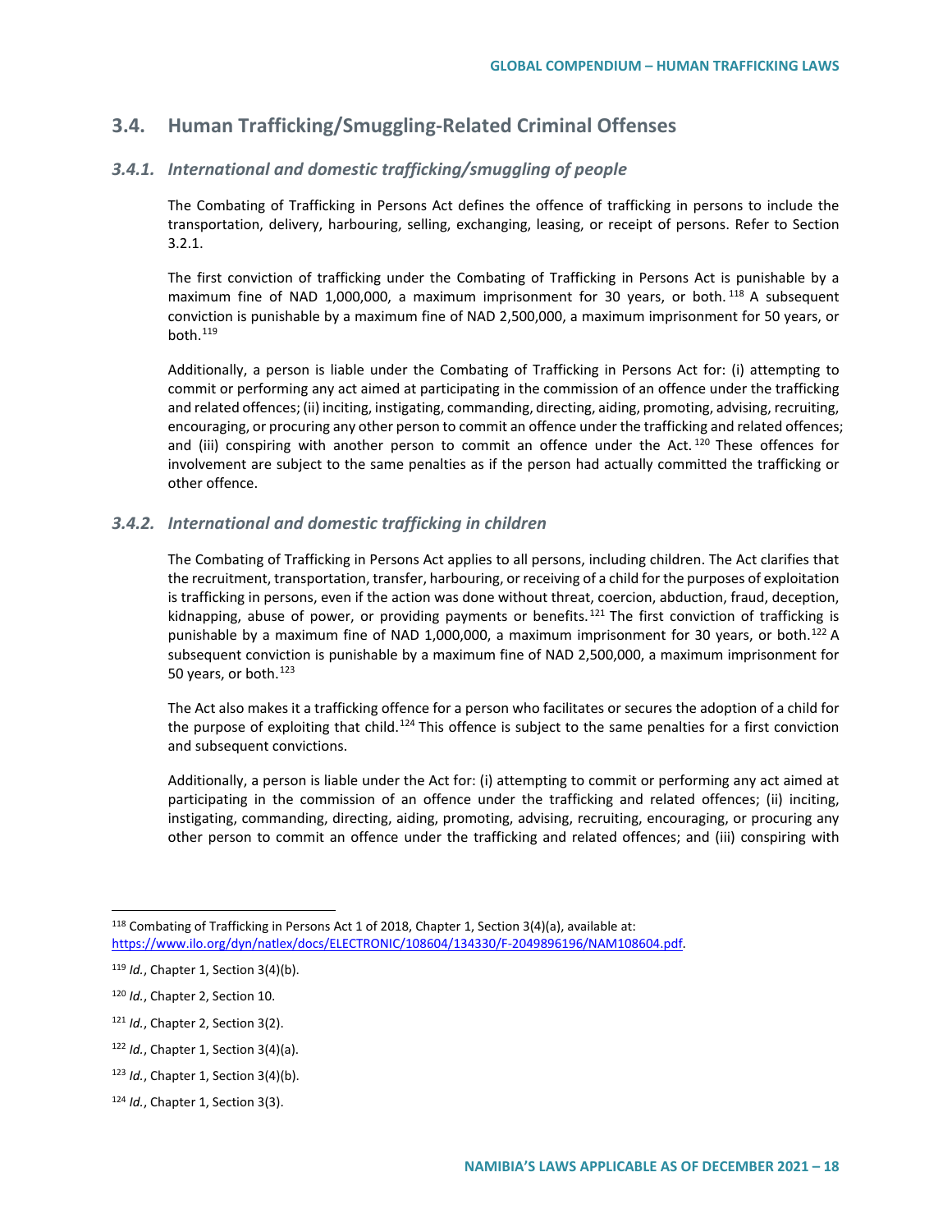## 3.4. Human Trafficking/Smuggling-Related Criminal Offenses

### *3.4.1. International and domestic trafficking/smuggling of people*

The Combating of Trafficking in Persons Act defines the offence of trafficking in persons to include the transportation, delivery, harbouring, selling, exchanging, leasing, or receipt of persons. Refer to Section 3.2.1.

The first conviction of trafficking under the Combating of Trafficking in Persons Act is punishable by a maximum fine of NAD 1,000,000, a maximum imprisonment for 30 years, or both.[118] A subsequent conviction is punishable by a maximum fine of NAD 2,500,000, a maximum imprisonment for 50 years, or both.[119]

Additionally, a person is liable under the Combating of Trafficking in Persons Act for: (i) attempting to commit or performing any act aimed at participating in the commission of an offence under the trafficking and related offences; (ii) inciting, instigating, commanding, directing, aiding, promoting, advising, recruiting, encouraging, or procuring any other person to commit an offence under the trafficking and related offences; and (iii) conspiring with another person to commit an offence under the Act.[120] These offences for involvement are subject to the same penalties as if the person had actually committed the trafficking or other offence.

### *3.4.2. International and domestic trafficking in children*

The Combating of Trafficking in Persons Act applies to all persons, including children. The Act clarifies that the recruitment, transportation, transfer, harbouring, or receiving of a child for the purposes of exploitation is trafficking in persons, even if the action was done without threat, coercion, abduction, fraud, deception, kidnapping, abuse of power, or providing payments or benefits.[121] The first conviction of trafficking is punishable by a maximum fine of NAD 1,000,000, a maximum imprisonment for 30 years, or both.[122] A subsequent conviction is punishable by a maximum fine of NAD 2,500,000, a maximum imprisonment for 50 years, or both.[123]

The Act also makes it a trafficking offence for a person who facilitates or secures the adoption of a child for the purpose of exploiting that child.[124] This offence is subject to the same penalties for a first conviction and subsequent convictions.

Additionally, a person is liable under the Act for: (i) attempting to commit or performing any act aimed at participating in the commission of an offence under the trafficking and related offences; (ii) inciting, instigating, commanding, directing, aiding, promoting, advising, recruiting, encouraging, or procuring any other person to commit an offence under the trafficking and related offences; and (iii) conspiring with

---

[118] Combating of Trafficking in Persons Act 1 of 2018, Chapter 1, Section 3(4)(a), available at: https://www.ilo.org/dyn/natlex/docs/ELECTRONIC/108604/134330/F-2049896196/NAM108604.pdf.

[119] *Id.*, Chapter 1, Section 3(4)(b).

[120] *Id.*, Chapter 2, Section 10.

[121] *Id.*, Chapter 2, Section 3(2).

[122] *Id.*, Chapter 1, Section 3(4)(a).

[123] *Id.*, Chapter 1, Section 3(4)(b).

[124] *Id.*, Chapter 1, Section 3(3).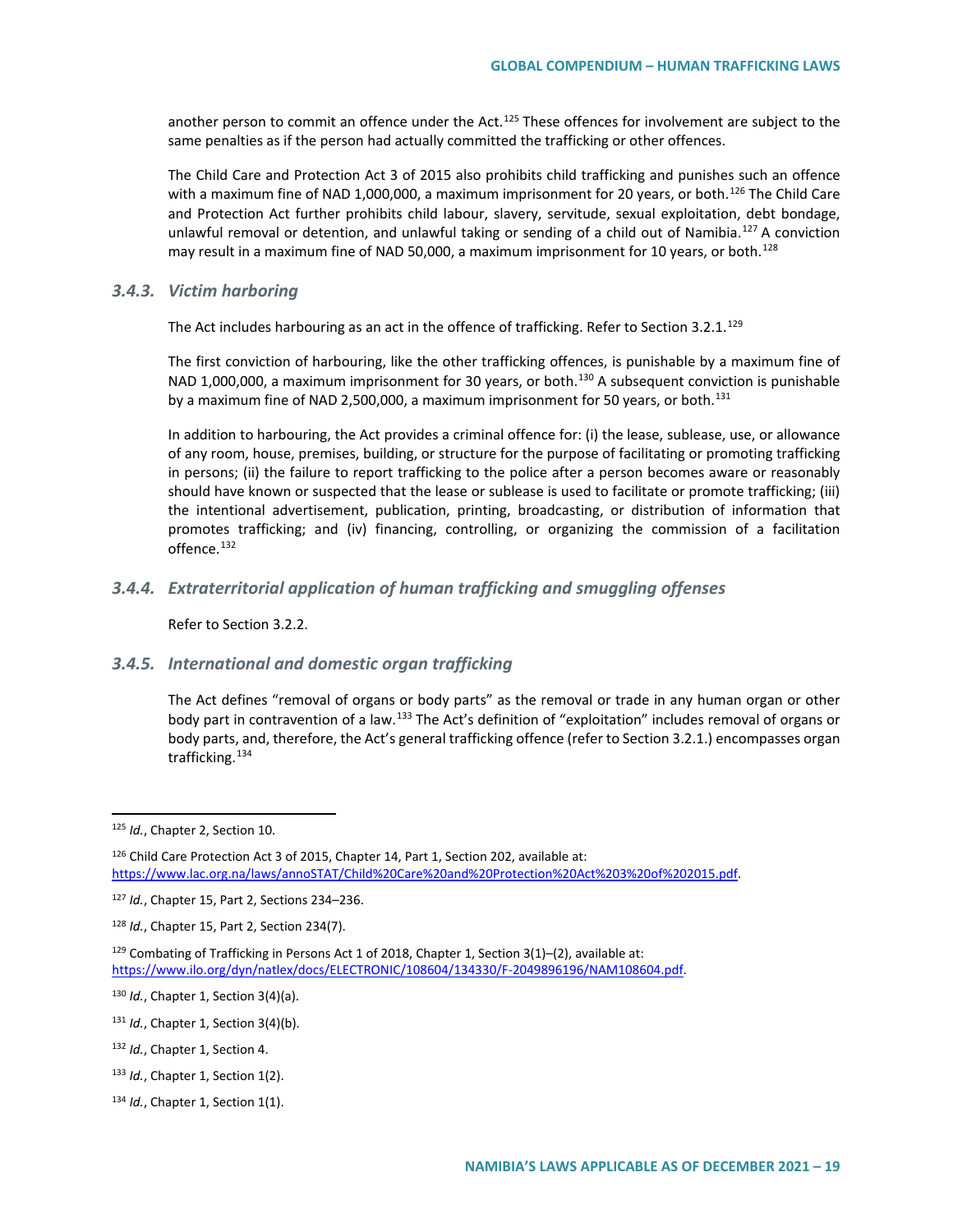another person to commit an offence under the Act.[125] These offences for involvement are subject to the same penalties as if the person had actually committed the trafficking or other offences.

The Child Care and Protection Act 3 of 2015 also prohibits child trafficking and punishes such an offence with a maximum fine of NAD 1,000,000, a maximum imprisonment for 20 years, or both.[126] The Child Care and Protection Act further prohibits child labour, slavery, servitude, sexual exploitation, debt bondage, unlawful removal or detention, and unlawful taking or sending of a child out of Namibia.[127] A conviction may result in a maximum fine of NAD 50,000, a maximum imprisonment for 10 years, or both.[128]

### *3.4.3. Victim harboring*

The Act includes harbouring as an act in the offence of trafficking. Refer to Section 3.2.1.[129]

The first conviction of harbouring, like the other trafficking offences, is punishable by a maximum fine of NAD 1,000,000, a maximum imprisonment for 30 years, or both.[130] A subsequent conviction is punishable by a maximum fine of NAD 2,500,000, a maximum imprisonment for 50 years, or both.[131]

In addition to harbouring, the Act provides a criminal offence for: (i) the lease, sublease, use, or allowance of any room, house, premises, building, or structure for the purpose of facilitating or promoting trafficking in persons; (ii) the failure to report trafficking to the police after a person becomes aware or reasonably should have known or suspected that the lease or sublease is used to facilitate or promote trafficking; (iii) the intentional advertisement, publication, printing, broadcasting, or distribution of information that promotes trafficking; and (iv) financing, controlling, or organizing the commission of a facilitation offence.[132]

### *3.4.4. Extraterritorial application of human trafficking and smuggling offenses*

Refer to Section 3.2.2.

### *3.4.5. International and domestic organ trafficking*

The Act defines "removal of organs or body parts" as the removal or trade in any human organ or other body part in contravention of a law.[133] The Act's definition of "exploitation" includes removal of organs or body parts, and, therefore, the Act's general trafficking offence (refer to Section 3.2.1.) encompasses organ trafficking.[134]

---

[125] *Id.*, Chapter 2, Section 10.

[126] Child Care Protection Act 3 of 2015, Chapter 14, Part 1, Section 202, available at: https://www.lac.org.na/laws/annoSTAT/Child%20Care%20and%20Protection%20Act%203%20of%202015.pdf.

[127] *Id.*, Chapter 15, Part 2, Sections 234–236.

[128] *Id.*, Chapter 15, Part 2, Section 234(7).

[129] Combating of Trafficking in Persons Act 1 of 2018, Chapter 1, Section 3(1)–(2), available at: https://www.ilo.org/dyn/natlex/docs/ELECTRONIC/108604/134330/F-2049896196/NAM108604.pdf.

[130] *Id.*, Chapter 1, Section 3(4)(a).

[131] *Id.*, Chapter 1, Section 3(4)(b).

[132] *Id.*, Chapter 1, Section 4.

[133] *Id.*, Chapter 1, Section 1(2).

[134] *Id.*, Chapter 1, Section 1(1).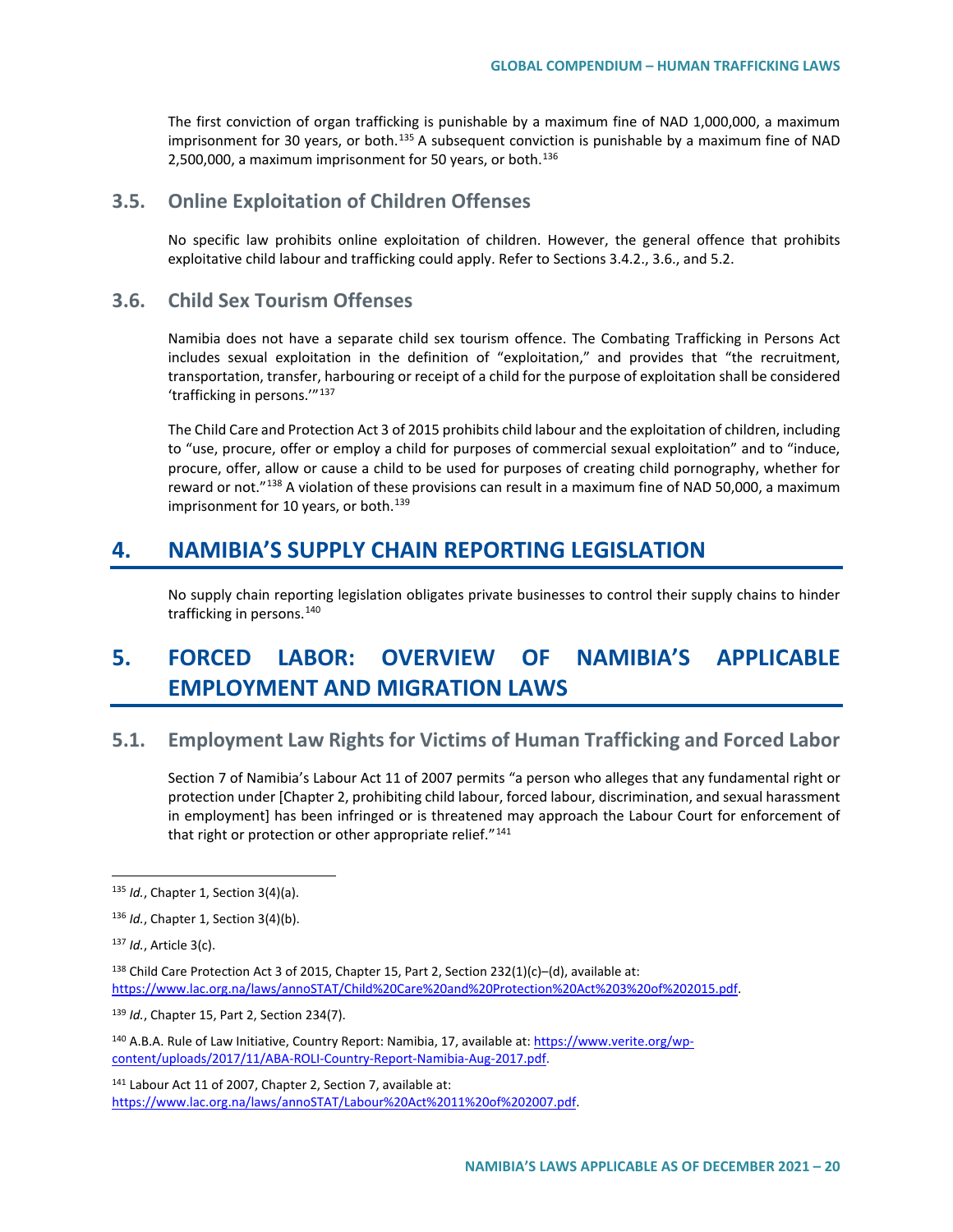The first conviction of organ trafficking is punishable by a maximum fine of NAD 1,000,000, a maximum imprisonment for 30 years, or both.[135] A subsequent conviction is punishable by a maximum fine of NAD 2,500,000, a maximum imprisonment for 50 years, or both.[136]

### 3.5. Online Exploitation of Children Offenses

No specific law prohibits online exploitation of children. However, the general offence that prohibits exploitative child labour and trafficking could apply. Refer to Sections 3.4.2., 3.6., and 5.2.

### 3.6. Child Sex Tourism Offenses

Namibia does not have a separate child sex tourism offence. The Combating Trafficking in Persons Act includes sexual exploitation in the definition of "exploitation," and provides that "the recruitment, transportation, transfer, harbouring or receipt of a child for the purpose of exploitation shall be considered 'trafficking in persons.'"[137]

The Child Care and Protection Act 3 of 2015 prohibits child labour and the exploitation of children, including to "use, procure, offer or employ a child for purposes of commercial sexual exploitation" and to "induce, procure, offer, allow or cause a child to be used for purposes of creating child pornography, whether for reward or not."[138] A violation of these provisions can result in a maximum fine of NAD 50,000, a maximum imprisonment for 10 years, or both.[139]

## 4. NAMIBIA'S SUPPLY CHAIN REPORTING LEGISLATION

No supply chain reporting legislation obligates private businesses to control their supply chains to hinder trafficking in persons.[140]

## 5. FORCED LABOR: OVERVIEW OF NAMIBIA'S APPLICABLE EMPLOYMENT AND MIGRATION LAWS

### 5.1. Employment Law Rights for Victims of Human Trafficking and Forced Labor

Section 7 of Namibia's Labour Act 11 of 2007 permits "a person who alleges that any fundamental right or protection under [Chapter 2, prohibiting child labour, forced labour, discrimination, and sexual harassment in employment] has been infringed or is threatened may approach the Labour Court for enforcement of that right or protection or other appropriate relief."[141]

---

[135] *Id.*, Chapter 1, Section 3(4)(a).

[136] *Id.*, Chapter 1, Section 3(4)(b).

[137] *Id.*, Article 3(c).

[138] Child Care Protection Act 3 of 2015, Chapter 15, Part 2, Section 232(1)(c)–(d), available at: https://www.lac.org.na/laws/annoSTAT/Child%20Care%20and%20Protection%20Act%203%20of%202015.pdf.

[139] *Id.*, Chapter 15, Part 2, Section 234(7).

[140] A.B.A. Rule of Law Initiative, Country Report: Namibia, 17, available at: https://www.verite.org/wp-content/uploads/2017/11/ABA-ROLI-Country-Report-Namibia-Aug-2017.pdf.

[141] Labour Act 11 of 2007, Chapter 2, Section 7, available at: https://www.lac.org.na/laws/annoSTAT/Labour%20Act%2011%20of%202007.pdf.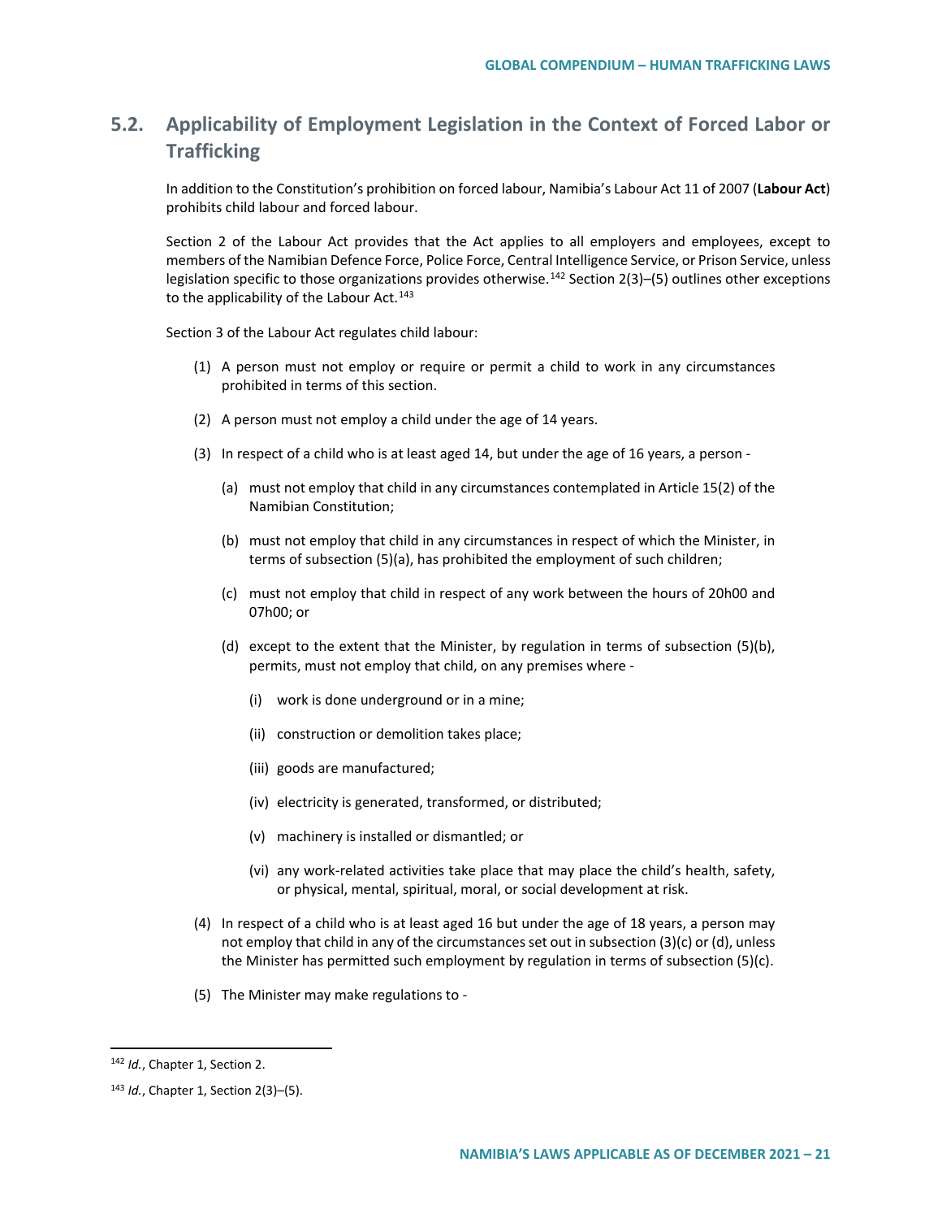## 5.2. Applicability of Employment Legislation in the Context of Forced Labor or Trafficking

In addition to the Constitution's prohibition on forced labour, Namibia's Labour Act 11 of 2007 (**Labour Act**) prohibits child labour and forced labour.

Section 2 of the Labour Act provides that the Act applies to all employers and employees, except to members of the Namibian Defence Force, Police Force, Central Intelligence Service, or Prison Service, unless legislation specific to those organizations provides otherwise.[142] Section 2(3)–(5) outlines other exceptions to the applicability of the Labour Act.[143]

Section 3 of the Labour Act regulates child labour:

(1) A person must not employ or require or permit a child to work in any circumstances prohibited in terms of this section.

(2) A person must not employ a child under the age of 14 years.

(3) In respect of a child who is at least aged 14, but under the age of 16 years, a person -

   (a) must not employ that child in any circumstances contemplated in Article 15(2) of the Namibian Constitution;

   (b) must not employ that child in any circumstances in respect of which the Minister, in terms of subsection (5)(a), has prohibited the employment of such children;

   (c) must not employ that child in respect of any work between the hours of 20h00 and 07h00; or

   (d) except to the extent that the Minister, by regulation in terms of subsection (5)(b), permits, must not employ that child, on any premises where -

      (i) work is done underground or in a mine;

      (ii) construction or demolition takes place;

      (iii) goods are manufactured;

      (iv) electricity is generated, transformed, or distributed;

      (v) machinery is installed or dismantled; or

      (vi) any work-related activities take place that may place the child's health, safety, or physical, mental, spiritual, moral, or social development at risk.

(4) In respect of a child who is at least aged 16 but under the age of 18 years, a person may not employ that child in any of the circumstances set out in subsection (3)(c) or (d), unless the Minister has permitted such employment by regulation in terms of subsection (5)(c).

(5) The Minister may make regulations to -

---

[142] *Id.*, Chapter 1, Section 2.

[143] *Id.*, Chapter 1, Section 2(3)–(5).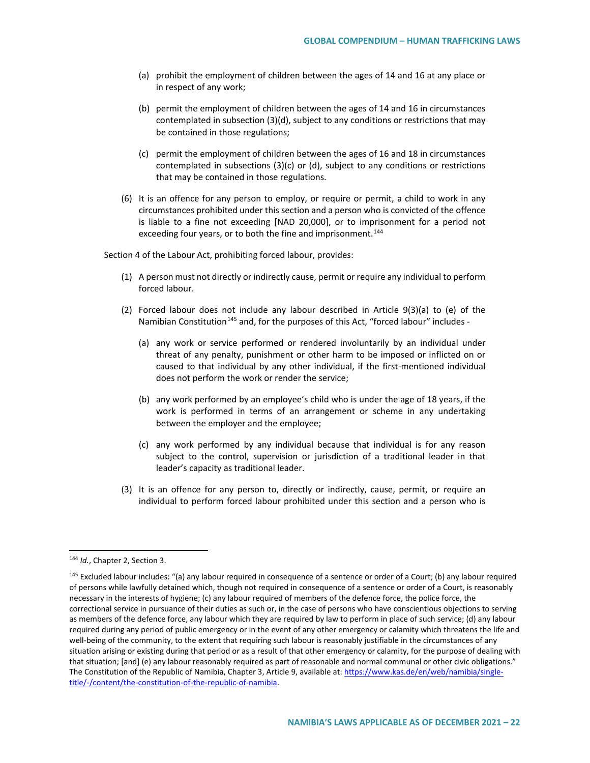(a) prohibit the employment of children between the ages of 14 and 16 at any place or in respect of any work;

(b) permit the employment of children between the ages of 14 and 16 in circumstances contemplated in subsection (3)(d), subject to any conditions or restrictions that may be contained in those regulations;

(c) permit the employment of children between the ages of 16 and 18 in circumstances contemplated in subsections (3)(c) or (d), subject to any conditions or restrictions that may be contained in those regulations.

(6) It is an offence for any person to employ, or require or permit, a child to work in any circumstances prohibited under this section and a person who is convicted of the offence is liable to a fine not exceeding [NAD 20,000], or to imprisonment for a period not exceeding four years, or to both the fine and imprisonment.[144]

Section 4 of the Labour Act, prohibiting forced labour, provides:

(1) A person must not directly or indirectly cause, permit or require any individual to perform forced labour.

(2) Forced labour does not include any labour described in Article 9(3)(a) to (e) of the Namibian Constitution[145] and, for the purposes of this Act, "forced labour" includes -

(a) any work or service performed or rendered involuntarily by an individual under threat of any penalty, punishment or other harm to be imposed or inflicted on or caused to that individual by any other individual, if the first-mentioned individual does not perform the work or render the service;

(b) any work performed by an employee's child who is under the age of 18 years, if the work is performed in terms of an arrangement or scheme in any undertaking between the employer and the employee;

(c) any work performed by any individual because that individual is for any reason subject to the control, supervision or jurisdiction of a traditional leader in that leader's capacity as traditional leader.

(3) It is an offence for any person to, directly or indirectly, cause, permit, or require an individual to perform forced labour prohibited under this section and a person who is

---

[144] *Id.*, Chapter 2, Section 3.

[145] Excluded labour includes: "(a) any labour required in consequence of a sentence or order of a Court; (b) any labour required of persons while lawfully detained which, though not required in consequence of a sentence or order of a Court, is reasonably necessary in the interests of hygiene; (c) any labour required of members of the defence force, the police force, the correctional service in pursuance of their duties as such or, in the case of persons who have conscientious objections to serving as members of the defence force, any labour which they are required by law to perform in place of such service; (d) any labour required during any period of public emergency or in the event of any other emergency or calamity which threatens the life and well-being of the community, to the extent that requiring such labour is reasonably justifiable in the circumstances of any situation arising or existing during that period or as a result of that other emergency or calamity, for the purpose of dealing with that situation; [and] (e) any labour reasonably required as part of reasonable and normal communal or other civic obligations." The Constitution of the Republic of Namibia, Chapter 3, Article 9, available at: https://www.kas.de/en/web/namibia/single-title/-/content/the-constitution-of-the-republic-of-namibia.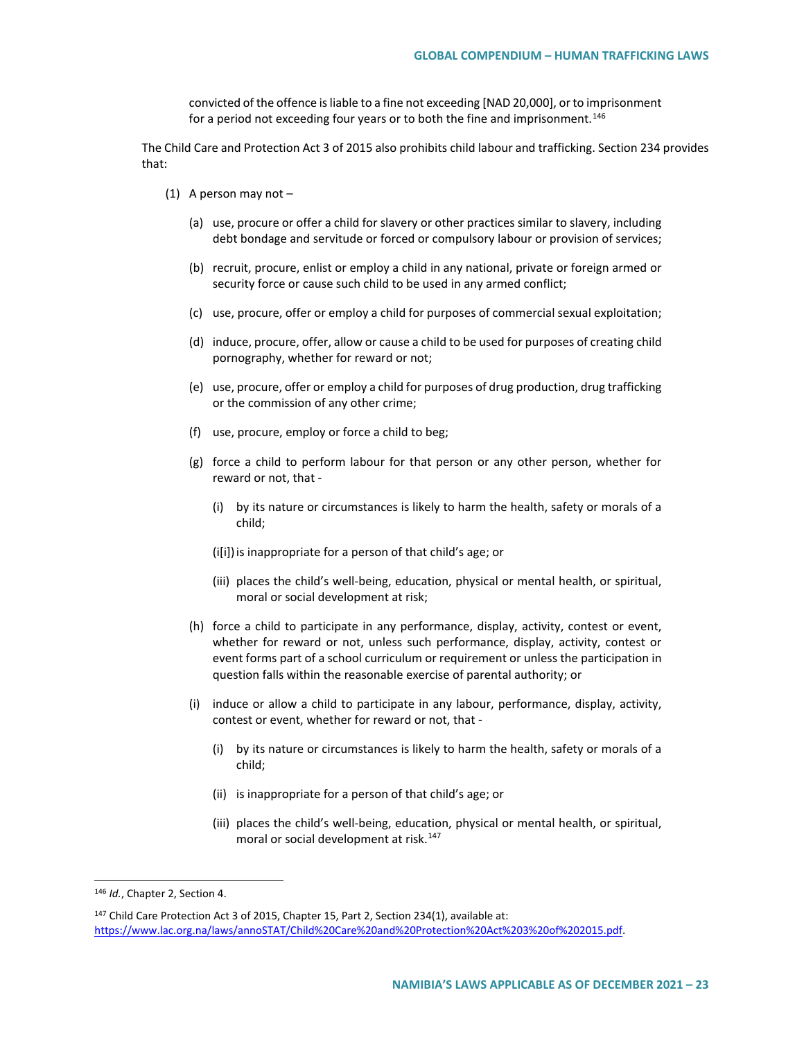convicted of the offence is liable to a fine not exceeding [NAD 20,000], or to imprisonment for a period not exceeding four years or to both the fine and imprisonment.[146]

The Child Care and Protection Act 3 of 2015 also prohibits child labour and trafficking. Section 234 provides that:

(1) A person may not –

(a) use, procure or offer a child for slavery or other practices similar to slavery, including debt bondage and servitude or forced or compulsory labour or provision of services;

(b) recruit, procure, enlist or employ a child in any national, private or foreign armed or security force or cause such child to be used in any armed conflict;

(c) use, procure, offer or employ a child for purposes of commercial sexual exploitation;

(d) induce, procure, offer, allow or cause a child to be used for purposes of creating child pornography, whether for reward or not;

(e) use, procure, offer or employ a child for purposes of drug production, drug trafficking or the commission of any other crime;

(f) use, procure, employ or force a child to beg;

(g) force a child to perform labour for that person or any other person, whether for reward or not, that -

(i) by its nature or circumstances is likely to harm the health, safety or morals of a child;

(i[i]) is inappropriate for a person of that child's age; or

(iii) places the child's well-being, education, physical or mental health, or spiritual, moral or social development at risk;

(h) force a child to participate in any performance, display, activity, contest or event, whether for reward or not, unless such performance, display, activity, contest or event forms part of a school curriculum or requirement or unless the participation in question falls within the reasonable exercise of parental authority; or

(i) induce or allow a child to participate in any labour, performance, display, activity, contest or event, whether for reward or not, that -

(i) by its nature or circumstances is likely to harm the health, safety or morals of a child;

(ii) is inappropriate for a person of that child's age; or

(iii) places the child's well-being, education, physical or mental health, or spiritual, moral or social development at risk.[147]

---

[146] *Id.*, Chapter 2, Section 4.

[147] Child Care Protection Act 3 of 2015, Chapter 15, Part 2, Section 234(1), available at: https://www.lac.org.na/laws/annoSTAT/Child%20Care%20and%20Protection%20Act%203%20of%202015.pdf.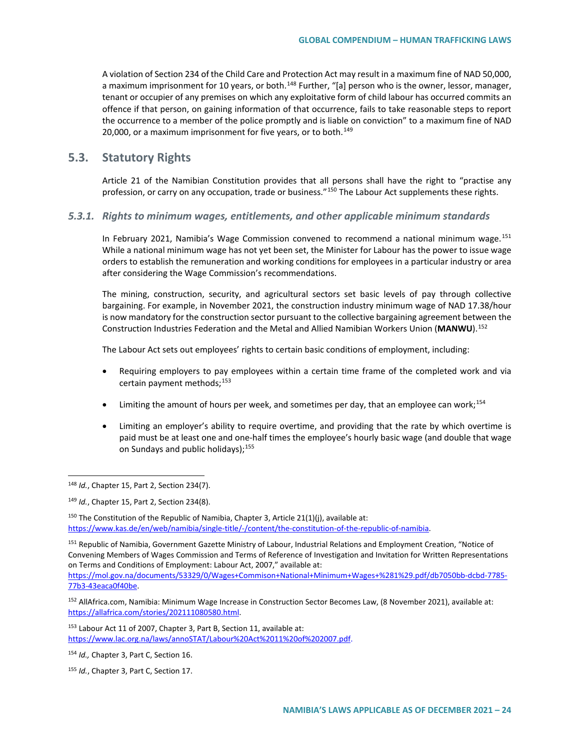A violation of Section 234 of the Child Care and Protection Act may result in a maximum fine of NAD 50,000, a maximum imprisonment for 10 years, or both.[148] Further, "[a] person who is the owner, lessor, manager, tenant or occupier of any premises on which any exploitative form of child labour has occurred commits an offence if that person, on gaining information of that occurrence, fails to take reasonable steps to report the occurrence to a member of the police promptly and is liable on conviction" to a maximum fine of NAD 20,000, or a maximum imprisonment for five years, or to both.[149]

## 5.3. Statutory Rights

Article 21 of the Namibian Constitution provides that all persons shall have the right to "practise any profession, or carry on any occupation, trade or business."[150] The Labour Act supplements these rights.

### *5.3.1. Rights to minimum wages, entitlements, and other applicable minimum standards*

In February 2021, Namibia's Wage Commission convened to recommend a national minimum wage.[151] While a national minimum wage has not yet been set, the Minister for Labour has the power to issue wage orders to establish the remuneration and working conditions for employees in a particular industry or area after considering the Wage Commission's recommendations.

The mining, construction, security, and agricultural sectors set basic levels of pay through collective bargaining. For example, in November 2021, the construction industry minimum wage of NAD 17.38/hour is now mandatory for the construction sector pursuant to the collective bargaining agreement between the Construction Industries Federation and the Metal and Allied Namibian Workers Union (**MANWU**).[152]

The Labour Act sets out employees' rights to certain basic conditions of employment, including:

- Requiring employers to pay employees within a certain time frame of the completed work and via certain payment methods;[153]
- Limiting the amount of hours per week, and sometimes per day, that an employee can work;[154]
- Limiting an employer's ability to require overtime, and providing that the rate by which overtime is paid must be at least one and one-half times the employee's hourly basic wage (and double that wage on Sundays and public holidays);[155]

---

[148] *Id.*, Chapter 15, Part 2, Section 234(7).

[149] *Id.*, Chapter 15, Part 2, Section 234(8).

[150] The Constitution of the Republic of Namibia, Chapter 3, Article 21(1)(j), available at: https://www.kas.de/en/web/namibia/single-title/-/content/the-constitution-of-the-republic-of-namibia.

[151] Republic of Namibia, Government Gazette Ministry of Labour, Industrial Relations and Employment Creation, "Notice of Convening Members of Wages Commission and Terms of Reference of Investigation and Invitation for Written Representations on Terms and Conditions of Employment: Labour Act, 2007," available at: https://mol.gov.na/documents/53329/0/Wages+Commison+National+Minimum+Wages+%281%29.pdf/db7050bb-dcbd-7785-77b3-43eaca0f40be.

[152] AllAfrica.com, Namibia: Minimum Wage Increase in Construction Sector Becomes Law, (8 November 2021), available at: https://allafrica.com/stories/202111080580.html.

[153] Labour Act 11 of 2007, Chapter 3, Part B, Section 11, available at: https://www.lac.org.na/laws/annoSTAT/Labour%20Act%2011%20of%202007.pdf.

[154] *Id.,* Chapter 3, Part C, Section 16.

[155] *Id.*, Chapter 3, Part C, Section 17.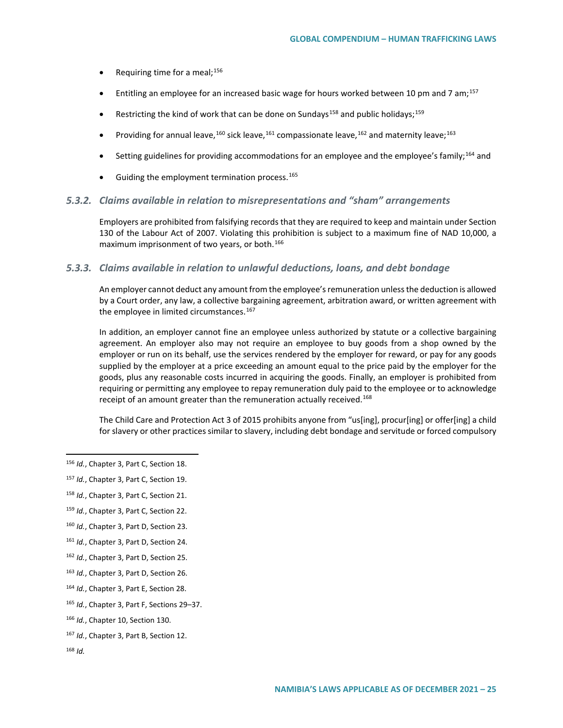- Requiring time for a meal;[156]
- Entitling an employee for an increased basic wage for hours worked between 10 pm and 7 am;[157]
- Restricting the kind of work that can be done on Sundays[158] and public holidays;[159]
- Providing for annual leave,[160] sick leave,[161] compassionate leave,[162] and maternity leave;[163]
- Setting guidelines for providing accommodations for an employee and the employee's family;[164] and
- Guiding the employment termination process.[165]

### *5.3.2. Claims available in relation to misrepresentations and "sham" arrangements*

Employers are prohibited from falsifying records that they are required to keep and maintain under Section 130 of the Labour Act of 2007. Violating this prohibition is subject to a maximum fine of NAD 10,000, a maximum imprisonment of two years, or both.[166]

### *5.3.3. Claims available in relation to unlawful deductions, loans, and debt bondage*

An employer cannot deduct any amount from the employee's remuneration unless the deduction is allowed by a Court order, any law, a collective bargaining agreement, arbitration award, or written agreement with the employee in limited circumstances.[167]

In addition, an employer cannot fine an employee unless authorized by statute or a collective bargaining agreement. An employer also may not require an employee to buy goods from a shop owned by the employer or run on its behalf, use the services rendered by the employer for reward, or pay for any goods supplied by the employer at a price exceeding an amount equal to the price paid by the employer for the goods, plus any reasonable costs incurred in acquiring the goods. Finally, an employer is prohibited from requiring or permitting any employee to repay remuneration duly paid to the employee or to acknowledge receipt of an amount greater than the remuneration actually received.[168]

The Child Care and Protection Act 3 of 2015 prohibits anyone from "us[ing], procur[ing] or offer[ing] a child for slavery or other practices similar to slavery, including debt bondage and servitude or forced compulsory

---

[156] *Id.*, Chapter 3, Part C, Section 18.

[157] *Id.*, Chapter 3, Part C, Section 19.

[158] *Id.*, Chapter 3, Part C, Section 21.

[159] *Id.*, Chapter 3, Part C, Section 22.

[160] *Id.*, Chapter 3, Part D, Section 23.

[161] *Id.*, Chapter 3, Part D, Section 24.

[162] *Id.*, Chapter 3, Part D, Section 25.

[163] *Id.*, Chapter 3, Part D, Section 26.

[164] *Id.*, Chapter 3, Part E, Section 28.

[165] *Id.*, Chapter 3, Part F, Sections 29–37.

[166] *Id.*, Chapter 10, Section 130.

[167] *Id.*, Chapter 3, Part B, Section 12.

[168] *Id.*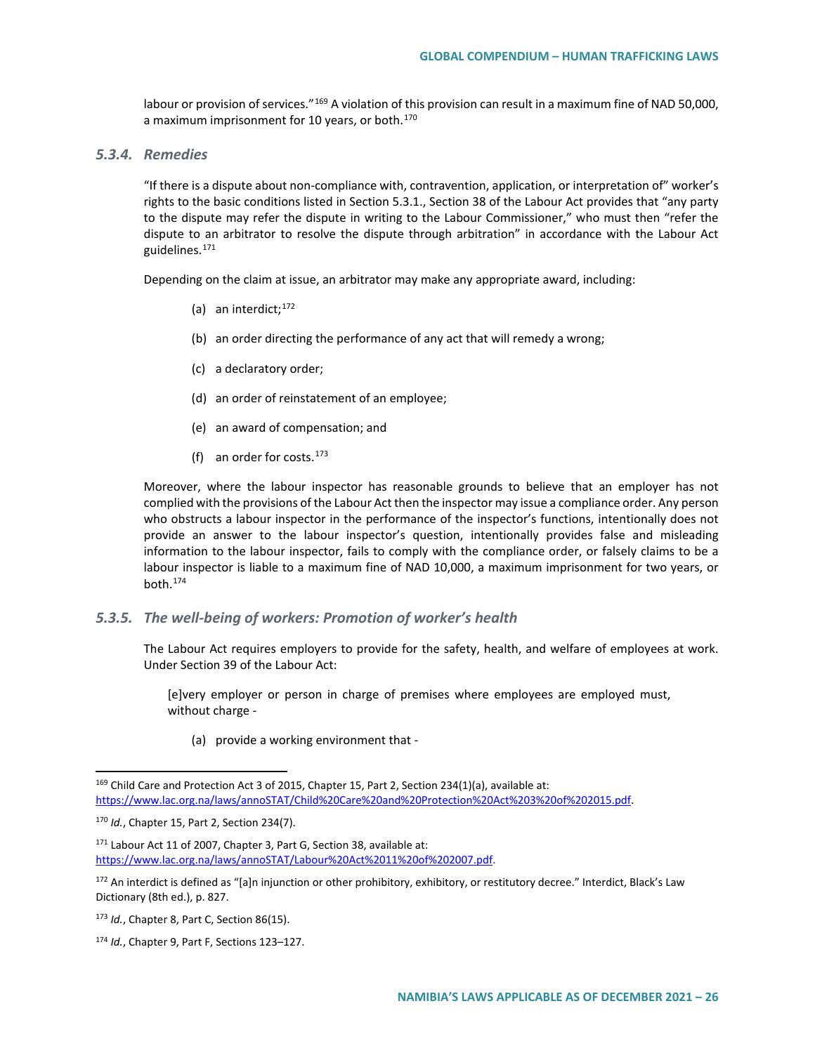labour or provision of services."[169] A violation of this provision can result in a maximum fine of NAD 50,000, a maximum imprisonment for 10 years, or both.[170]

### *5.3.4. Remedies*

"If there is a dispute about non-compliance with, contravention, application, or interpretation of" worker's rights to the basic conditions listed in Section 5.3.1., Section 38 of the Labour Act provides that "any party to the dispute may refer the dispute in writing to the Labour Commissioner," who must then "refer the dispute to an arbitrator to resolve the dispute through arbitration" in accordance with the Labour Act guidelines.[171]

Depending on the claim at issue, an arbitrator may make any appropriate award, including:

(a) an interdict;[172]

(b) an order directing the performance of any act that will remedy a wrong;

(c) a declaratory order;

(d) an order of reinstatement of an employee;

(e) an award of compensation; and

(f) an order for costs.[173]

Moreover, where the labour inspector has reasonable grounds to believe that an employer has not complied with the provisions of the Labour Act then the inspector may issue a compliance order. Any person who obstructs a labour inspector in the performance of the inspector's functions, intentionally does not provide an answer to the labour inspector's question, intentionally provides false and misleading information to the labour inspector, fails to comply with the compliance order, or falsely claims to be a labour inspector is liable to a maximum fine of NAD 10,000, a maximum imprisonment for two years, or both.[174]

### *5.3.5. The well-being of workers: Promotion of worker's health*

The Labour Act requires employers to provide for the safety, health, and welfare of employees at work. Under Section 39 of the Labour Act:

> [e]very employer or person in charge of premises where employees are employed must, without charge -
>
> (a) provide a working environment that -

---

[169] Child Care and Protection Act 3 of 2015, Chapter 15, Part 2, Section 234(1)(a), available at: https://www.lac.org.na/laws/annoSTAT/Child%20Care%20and%20Protection%20Act%203%20of%202015.pdf.

[170] *Id.*, Chapter 15, Part 2, Section 234(7).

[171] Labour Act 11 of 2007, Chapter 3, Part G, Section 38, available at: https://www.lac.org.na/laws/annoSTAT/Labour%20Act%2011%20of%202007.pdf.

[172] An interdict is defined as "[a]n injunction or other prohibitory, exhibitory, or restitutory decree." Interdict, Black's Law Dictionary (8th ed.), p. 827.

[173] *Id.*, Chapter 8, Part C, Section 86(15).

[174] *Id.*, Chapter 9, Part F, Sections 123–127.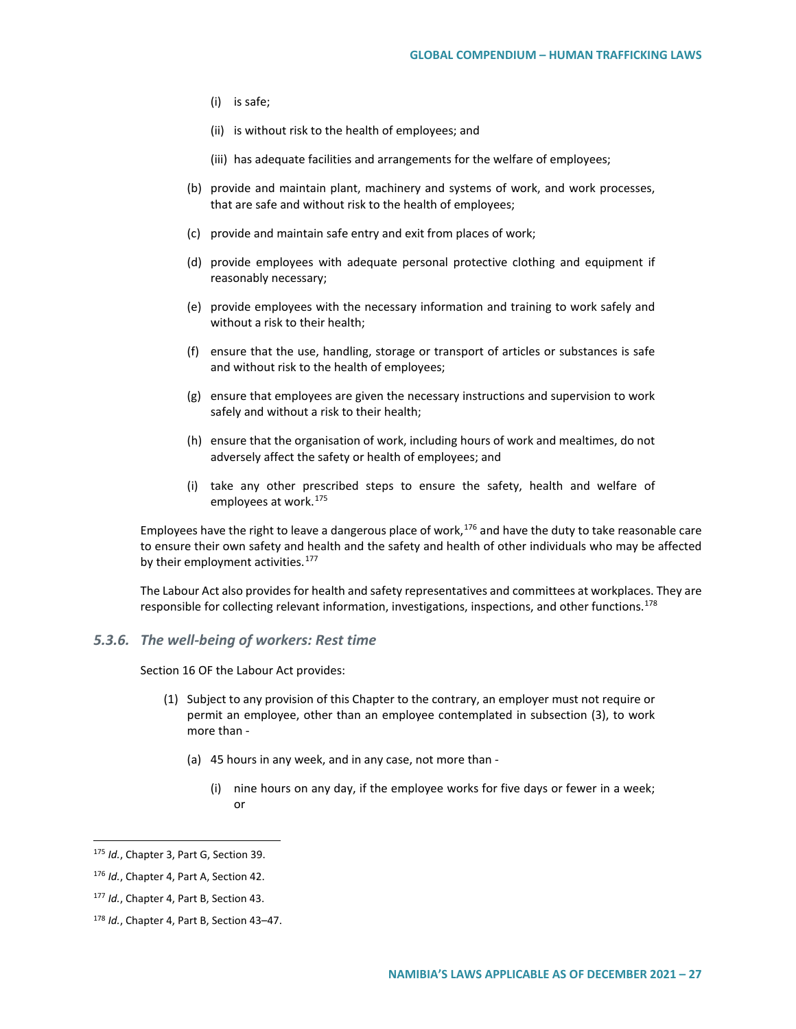(i) is safe;

(ii) is without risk to the health of employees; and

(iii) has adequate facilities and arrangements for the welfare of employees;

(b) provide and maintain plant, machinery and systems of work, and work processes, that are safe and without risk to the health of employees;

(c) provide and maintain safe entry and exit from places of work;

(d) provide employees with adequate personal protective clothing and equipment if reasonably necessary;

(e) provide employees with the necessary information and training to work safely and without a risk to their health;

(f) ensure that the use, handling, storage or transport of articles or substances is safe and without risk to the health of employees;

(g) ensure that employees are given the necessary instructions and supervision to work safely and without a risk to their health;

(h) ensure that the organisation of work, including hours of work and mealtimes, do not adversely affect the safety or health of employees; and

(i) take any other prescribed steps to ensure the safety, health and welfare of employees at work.[175]

Employees have the right to leave a dangerous place of work,[176] and have the duty to take reasonable care to ensure their own safety and health and the safety and health of other individuals who may be affected by their employment activities.[177]

The Labour Act also provides for health and safety representatives and committees at workplaces. They are responsible for collecting relevant information, investigations, inspections, and other functions.[178]

### *5.3.6. The well-being of workers: Rest time*

Section 16 OF the Labour Act provides:

(1) Subject to any provision of this Chapter to the contrary, an employer must not require or permit an employee, other than an employee contemplated in subsection (3), to work more than -

(a) 45 hours in any week, and in any case, not more than -

(i) nine hours on any day, if the employee works for five days or fewer in a week; or

---

[175] *Id.*, Chapter 3, Part G, Section 39.

[176] *Id.*, Chapter 4, Part A, Section 42.

[177] *Id.*, Chapter 4, Part B, Section 43.

[178] *Id.*, Chapter 4, Part B, Section 43–47.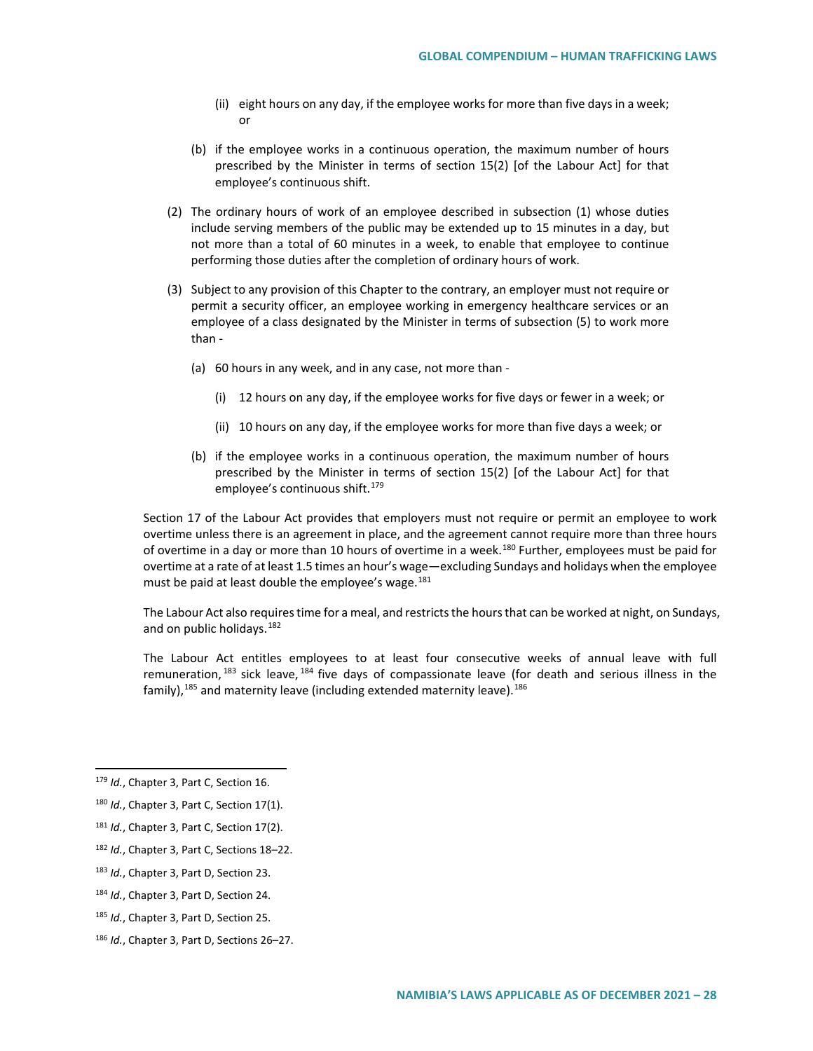(ii) eight hours on any day, if the employee works for more than five days in a week; or

(b) if the employee works in a continuous operation, the maximum number of hours prescribed by the Minister in terms of section 15(2) [of the Labour Act] for that employee's continuous shift.

(2) The ordinary hours of work of an employee described in subsection (1) whose duties include serving members of the public may be extended up to 15 minutes in a day, but not more than a total of 60 minutes in a week, to enable that employee to continue performing those duties after the completion of ordinary hours of work.

(3) Subject to any provision of this Chapter to the contrary, an employer must not require or permit a security officer, an employee working in emergency healthcare services or an employee of a class designated by the Minister in terms of subsection (5) to work more than -

(a) 60 hours in any week, and in any case, not more than -

(i) 12 hours on any day, if the employee works for five days or fewer in a week; or

(ii) 10 hours on any day, if the employee works for more than five days a week; or

(b) if the employee works in a continuous operation, the maximum number of hours prescribed by the Minister in terms of section 15(2) [of the Labour Act] for that employee's continuous shift.[179]

Section 17 of the Labour Act provides that employers must not require or permit an employee to work overtime unless there is an agreement in place, and the agreement cannot require more than three hours of overtime in a day or more than 10 hours of overtime in a week.[180] Further, employees must be paid for overtime at a rate of at least 1.5 times an hour's wage—excluding Sundays and holidays when the employee must be paid at least double the employee's wage.[181]

The Labour Act also requires time for a meal, and restricts the hours that can be worked at night, on Sundays, and on public holidays.[182]

The Labour Act entitles employees to at least four consecutive weeks of annual leave with full remuneration,[183] sick leave,[184] five days of compassionate leave (for death and serious illness in the family),[185] and maternity leave (including extended maternity leave).[186]

---

[179] *Id.*, Chapter 3, Part C, Section 16.

[180] *Id.*, Chapter 3, Part C, Section 17(1).

[181] *Id.*, Chapter 3, Part C, Section 17(2).

[182] *Id.*, Chapter 3, Part C, Sections 18–22.

[183] *Id.*, Chapter 3, Part D, Section 23.

[184] *Id.*, Chapter 3, Part D, Section 24.

[185] *Id.*, Chapter 3, Part D, Section 25.

[186] *Id.*, Chapter 3, Part D, Sections 26–27.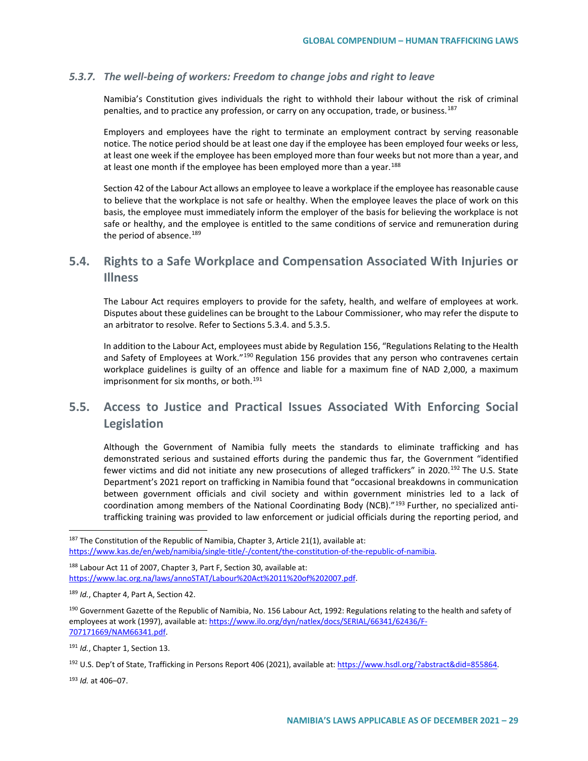### *5.3.7. The well-being of workers: Freedom to change jobs and right to leave*

Namibia's Constitution gives individuals the right to withhold their labour without the risk of criminal penalties, and to practice any profession, or carry on any occupation, trade, or business.[187]

Employers and employees have the right to terminate an employment contract by serving reasonable notice. The notice period should be at least one day if the employee has been employed four weeks or less, at least one week if the employee has been employed more than four weeks but not more than a year, and at least one month if the employee has been employed more than a year.[188]

Section 42 of the Labour Act allows an employee to leave a workplace if the employee has reasonable cause to believe that the workplace is not safe or healthy. When the employee leaves the place of work on this basis, the employee must immediately inform the employer of the basis for believing the workplace is not safe or healthy, and the employee is entitled to the same conditions of service and remuneration during the period of absence.[189]

## 5.4. Rights to a Safe Workplace and Compensation Associated With Injuries or Illness

The Labour Act requires employers to provide for the safety, health, and welfare of employees at work. Disputes about these guidelines can be brought to the Labour Commissioner, who may refer the dispute to an arbitrator to resolve. Refer to Sections 5.3.4. and 5.3.5.

In addition to the Labour Act, employees must abide by Regulation 156, "Regulations Relating to the Health and Safety of Employees at Work."[190] Regulation 156 provides that any person who contravenes certain workplace guidelines is guilty of an offence and liable for a maximum fine of NAD 2,000, a maximum imprisonment for six months, or both.[191]

## 5.5. Access to Justice and Practical Issues Associated With Enforcing Social Legislation

Although the Government of Namibia fully meets the standards to eliminate trafficking and has demonstrated serious and sustained efforts during the pandemic thus far, the Government "identified fewer victims and did not initiate any new prosecutions of alleged traffickers" in 2020.[192] The U.S. State Department's 2021 report on trafficking in Namibia found that "occasional breakdowns in communication between government officials and civil society and within government ministries led to a lack of coordination among members of the National Coordinating Body (NCB)."[193] Further, no specialized anti-trafficking training was provided to law enforcement or judicial officials during the reporting period, and

---

[187] The Constitution of the Republic of Namibia, Chapter 3, Article 21(1), available at: https://www.kas.de/en/web/namibia/single-title/-/content/the-constitution-of-the-republic-of-namibia.

[188] Labour Act 11 of 2007, Chapter 3, Part F, Section 30, available at: https://www.lac.org.na/laws/annoSTAT/Labour%20Act%2011%20of%202007.pdf.

[189] *Id.*, Chapter 4, Part A, Section 42.

[190] Government Gazette of the Republic of Namibia, No. 156 Labour Act, 1992: Regulations relating to the health and safety of employees at work (1997), available at: https://www.ilo.org/dyn/natlex/docs/SERIAL/66341/62436/F-707171669/NAM66341.pdf.

[191] *Id.*, Chapter 1, Section 13.

[192] U.S. Dep't of State, Trafficking in Persons Report 406 (2021), available at: https://www.hsdl.org/?abstract&did=855864.

[193] *Id.* at 406–07.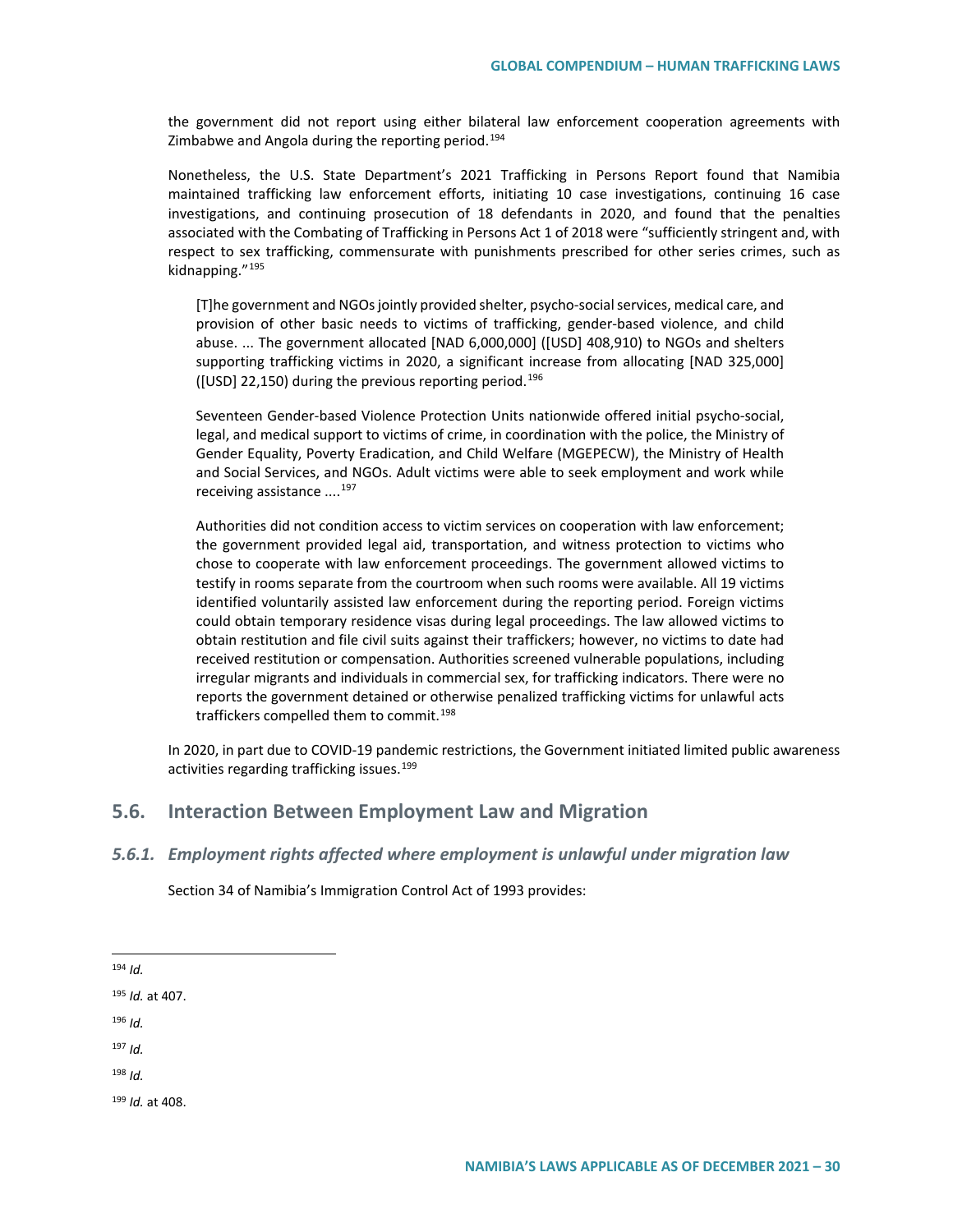the government did not report using either bilateral law enforcement cooperation agreements with Zimbabwe and Angola during the reporting period.[194]

Nonetheless, the U.S. State Department's 2021 Trafficking in Persons Report found that Namibia maintained trafficking law enforcement efforts, initiating 10 case investigations, continuing 16 case investigations, and continuing prosecution of 18 defendants in 2020, and found that the penalties associated with the Combating of Trafficking in Persons Act 1 of 2018 were "sufficiently stringent and, with respect to sex trafficking, commensurate with punishments prescribed for other series crimes, such as kidnapping."[195]

> [T]he government and NGOs jointly provided shelter, psycho-social services, medical care, and provision of other basic needs to victims of trafficking, gender-based violence, and child abuse. ... The government allocated [NAD 6,000,000] ([USD] 408,910) to NGOs and shelters supporting trafficking victims in 2020, a significant increase from allocating [NAD 325,000] ([USD] 22,150) during the previous reporting period.[196]
>
> Seventeen Gender-based Violence Protection Units nationwide offered initial psycho-social, legal, and medical support to victims of crime, in coordination with the police, the Ministry of Gender Equality, Poverty Eradication, and Child Welfare (MGEPECW), the Ministry of Health and Social Services, and NGOs. Adult victims were able to seek employment and work while receiving assistance ....[197]
>
> Authorities did not condition access to victim services on cooperation with law enforcement; the government provided legal aid, transportation, and witness protection to victims who chose to cooperate with law enforcement proceedings. The government allowed victims to testify in rooms separate from the courtroom when such rooms were available. All 19 victims identified voluntarily assisted law enforcement during the reporting period. Foreign victims could obtain temporary residence visas during legal proceedings. The law allowed victims to obtain restitution and file civil suits against their traffickers; however, no victims to date had received restitution or compensation. Authorities screened vulnerable populations, including irregular migrants and individuals in commercial sex, for trafficking indicators. There were no reports the government detained or otherwise penalized trafficking victims for unlawful acts traffickers compelled them to commit.[198]

In 2020, in part due to COVID-19 pandemic restrictions, the Government initiated limited public awareness activities regarding trafficking issues.[199]

## 5.6. Interaction Between Employment Law and Migration

### *5.6.1. Employment rights affected where employment is unlawful under migration law*

Section 34 of Namibia's Immigration Control Act of 1993 provides:

---

[194] *Id.*

[195] *Id.* at 407.

[196] *Id.*

[197] *Id.*

[198] *Id.*

[199] *Id.* at 408.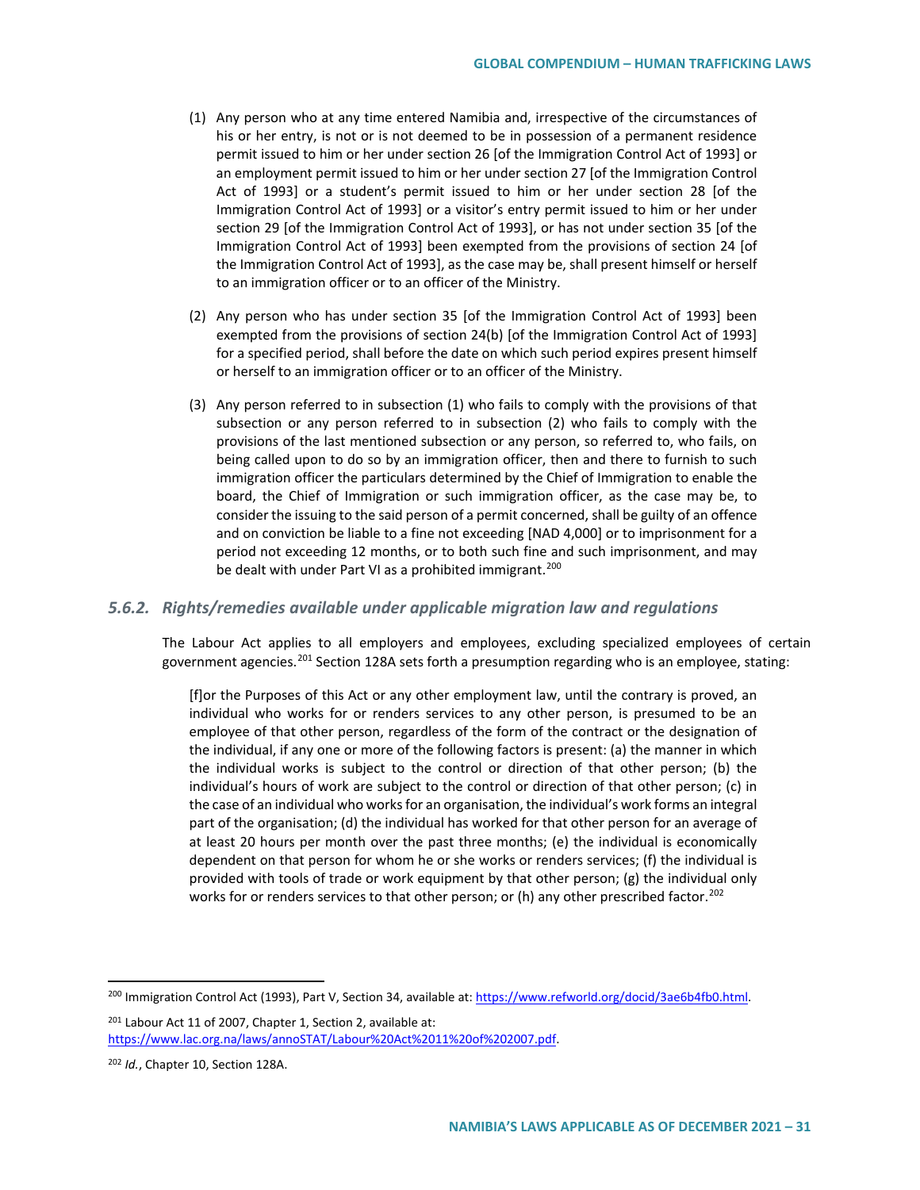(1) Any person who at any time entered Namibia and, irrespective of the circumstances of his or her entry, is not or is not deemed to be in possession of a permanent residence permit issued to him or her under section 26 [of the Immigration Control Act of 1993] or an employment permit issued to him or her under section 27 [of the Immigration Control Act of 1993] or a student's permit issued to him or her under section 28 [of the Immigration Control Act of 1993] or a visitor's entry permit issued to him or her under section 29 [of the Immigration Control Act of 1993], or has not under section 35 [of the Immigration Control Act of 1993] been exempted from the provisions of section 24 [of the Immigration Control Act of 1993], as the case may be, shall present himself or herself to an immigration officer or to an officer of the Ministry.

(2) Any person who has under section 35 [of the Immigration Control Act of 1993] been exempted from the provisions of section 24(b) [of the Immigration Control Act of 1993] for a specified period, shall before the date on which such period expires present himself or herself to an immigration officer or to an officer of the Ministry.

(3) Any person referred to in subsection (1) who fails to comply with the provisions of that subsection or any person referred to in subsection (2) who fails to comply with the provisions of the last mentioned subsection or any person, so referred to, who fails, on being called upon to do so by an immigration officer, then and there to furnish to such immigration officer the particulars determined by the Chief of Immigration to enable the board, the Chief of Immigration or such immigration officer, as the case may be, to consider the issuing to the said person of a permit concerned, shall be guilty of an offence and on conviction be liable to a fine not exceeding [NAD 4,000] or to imprisonment for a period not exceeding 12 months, or to both such fine and such imprisonment, and may be dealt with under Part VI as a prohibited immigrant.[200]

### *5.6.2. Rights/remedies available under applicable migration law and regulations*

The Labour Act applies to all employers and employees, excluding specialized employees of certain government agencies.[201] Section 128A sets forth a presumption regarding who is an employee, stating:

> [f]or the Purposes of this Act or any other employment law, until the contrary is proved, an individual who works for or renders services to any other person, is presumed to be an employee of that other person, regardless of the form of the contract or the designation of the individual, if any one or more of the following factors is present: (a) the manner in which the individual works is subject to the control or direction of that other person; (b) the individual's hours of work are subject to the control or direction of that other person; (c) in the case of an individual who works for an organisation, the individual's work forms an integral part of the organisation; (d) the individual has worked for that other person for an average of at least 20 hours per month over the past three months; (e) the individual is economically dependent on that person for whom he or she works or renders services; (f) the individual is provided with tools of trade or work equipment by that other person; (g) the individual only works for or renders services to that other person; or (h) any other prescribed factor.[202]

---

[200] Immigration Control Act (1993), Part V, Section 34, available at: https://www.refworld.org/docid/3ae6b4fb0.html.

[201] Labour Act 11 of 2007, Chapter 1, Section 2, available at: https://www.lac.org.na/laws/annoSTAT/Labour%20Act%2011%20of%202007.pdf.

[202] *Id.*, Chapter 10, Section 128A.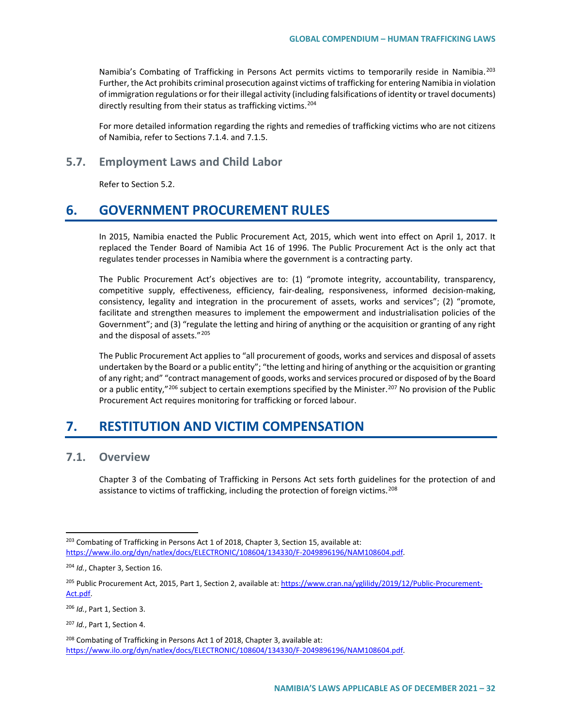Namibia's Combating of Trafficking in Persons Act permits victims to temporarily reside in Namibia.[203] Further, the Act prohibits criminal prosecution against victims of trafficking for entering Namibia in violation of immigration regulations or for their illegal activity (including falsifications of identity or travel documents) directly resulting from their status as trafficking victims.[204]

For more detailed information regarding the rights and remedies of trafficking victims who are not citizens of Namibia, refer to Sections 7.1.4. and 7.1.5.

## 5.7. Employment Laws and Child Labor

Refer to Section 5.2.

# 6. GOVERNMENT PROCUREMENT RULES

In 2015, Namibia enacted the Public Procurement Act, 2015, which went into effect on April 1, 2017. It replaced the Tender Board of Namibia Act 16 of 1996. The Public Procurement Act is the only act that regulates tender processes in Namibia where the government is a contracting party.

The Public Procurement Act's objectives are to: (1) "promote integrity, accountability, transparency, competitive supply, effectiveness, efficiency, fair-dealing, responsiveness, informed decision-making, consistency, legality and integration in the procurement of assets, works and services"; (2) "promote, facilitate and strengthen measures to implement the empowerment and industrialisation policies of the Government"; and (3) "regulate the letting and hiring of anything or the acquisition or granting of any right and the disposal of assets."[205]

The Public Procurement Act applies to "all procurement of goods, works and services and disposal of assets undertaken by the Board or a public entity"; "the letting and hiring of anything or the acquisition or granting of any right; and" "contract management of goods, works and services procured or disposed of by the Board or a public entity,"[206] subject to certain exemptions specified by the Minister.[207] No provision of the Public Procurement Act requires monitoring for trafficking or forced labour.

# 7. RESTITUTION AND VICTIM COMPENSATION

## 7.1. Overview

Chapter 3 of the Combating of Trafficking in Persons Act sets forth guidelines for the protection of and assistance to victims of trafficking, including the protection of foreign victims.[208]

---

[203] Combating of Trafficking in Persons Act 1 of 2018, Chapter 3, Section 15, available at: https://www.ilo.org/dyn/natlex/docs/ELECTRONIC/108604/134330/F-2049896196/NAM108604.pdf.

[204] *Id.*, Chapter 3, Section 16.

[205] Public Procurement Act, 2015, Part 1, Section 2, available at: https://www.cran.na/yglilidy/2019/12/Public-Procurement-Act.pdf.

[206] *Id.*, Part 1, Section 3.

[207] *Id.*, Part 1, Section 4.

[208] Combating of Trafficking in Persons Act 1 of 2018, Chapter 3, available at: https://www.ilo.org/dyn/natlex/docs/ELECTRONIC/108604/134330/F-2049896196/NAM108604.pdf.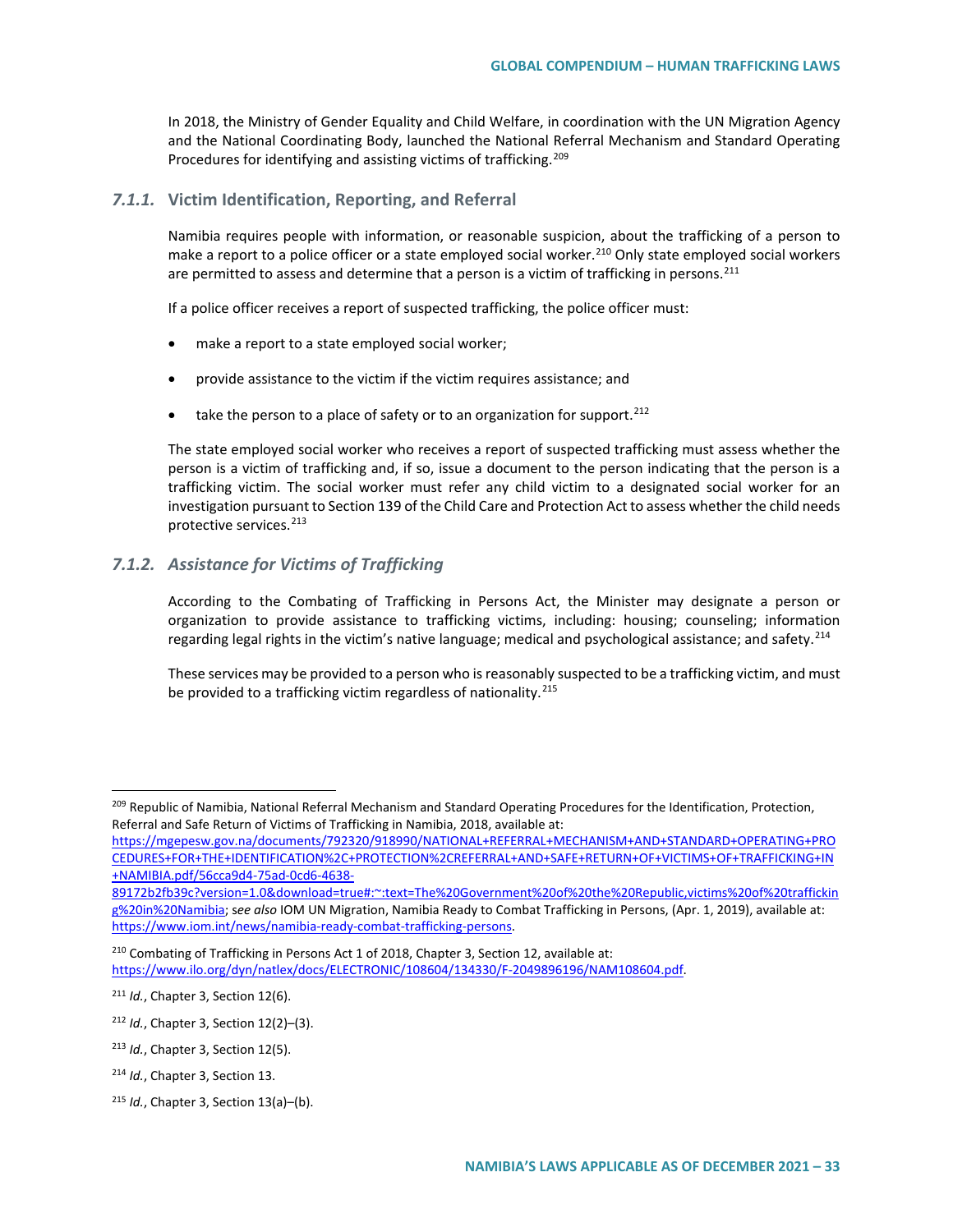In 2018, the Ministry of Gender Equality and Child Welfare, in coordination with the UN Migration Agency and the National Coordinating Body, launched the National Referral Mechanism and Standard Operating Procedures for identifying and assisting victims of trafficking.[209]

### *7.1.1.* Victim Identification, Reporting, and Referral

Namibia requires people with information, or reasonable suspicion, about the trafficking of a person to make a report to a police officer or a state employed social worker.[210] Only state employed social workers are permitted to assess and determine that a person is a victim of trafficking in persons.[211]

If a police officer receives a report of suspected trafficking, the police officer must:

- make a report to a state employed social worker;
- provide assistance to the victim if the victim requires assistance; and
- take the person to a place of safety or to an organization for support.[212]

The state employed social worker who receives a report of suspected trafficking must assess whether the person is a victim of trafficking and, if so, issue a document to the person indicating that the person is a trafficking victim. The social worker must refer any child victim to a designated social worker for an investigation pursuant to Section 139 of the Child Care and Protection Act to assess whether the child needs protective services.[213]

### *7.1.2. Assistance for Victims of Trafficking*

According to the Combating of Trafficking in Persons Act, the Minister may designate a person or organization to provide assistance to trafficking victims, including: housing; counseling; information regarding legal rights in the victim's native language; medical and psychological assistance; and safety.[214]

These services may be provided to a person who is reasonably suspected to be a trafficking victim, and must be provided to a trafficking victim regardless of nationality.[215]

---

[209] Republic of Namibia, National Referral Mechanism and Standard Operating Procedures for the Identification, Protection, Referral and Safe Return of Victims of Trafficking in Namibia, 2018, available at: https://mgepesw.gov.na/documents/792320/918990/NATIONAL+REFERRAL+MECHANISM+AND+STANDARD+OPERATING+PROCEDURES+FOR+THE+IDENTIFICATION%2C+PROTECTION%2CREFERRAL+AND+SAFE+RETURN+OF+VICTIMS+OF+TRAFFICKING+IN+NAMIBIA.pdf/56cca9d4-75ad-0cd6-4638-89172b2fb39c?version=1.0&download=true#:~:text=The%20Government%20of%20the%20Republic,victims%20of%20trafficking%20in%20Namibia; *see also* IOM UN Migration, Namibia Ready to Combat Trafficking in Persons, (Apr. 1, 2019), available at: https://www.iom.int/news/namibia-ready-combat-trafficking-persons.

[210] Combating of Trafficking in Persons Act 1 of 2018, Chapter 3, Section 12, available at: https://www.ilo.org/dyn/natlex/docs/ELECTRONIC/108604/134330/F-2049896196/NAM108604.pdf.

[211] *Id.*, Chapter 3, Section 12(6).

[212] *Id.*, Chapter 3, Section 12(2)–(3).

[213] *Id.*, Chapter 3, Section 12(5).

[214] *Id.*, Chapter 3, Section 13.

[215] *Id.*, Chapter 3, Section 13(a)–(b).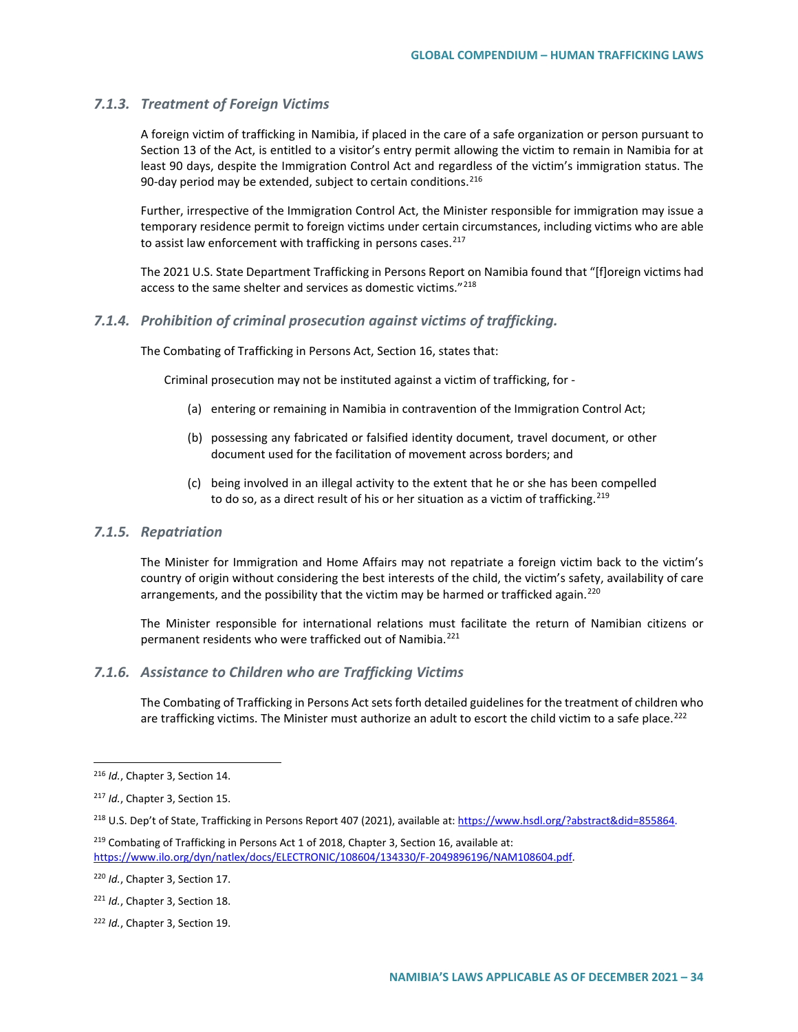### *7.1.3. Treatment of Foreign Victims*

A foreign victim of trafficking in Namibia, if placed in the care of a safe organization or person pursuant to Section 13 of the Act, is entitled to a visitor's entry permit allowing the victim to remain in Namibia for at least 90 days, despite the Immigration Control Act and regardless of the victim's immigration status. The 90-day period may be extended, subject to certain conditions.[216]

Further, irrespective of the Immigration Control Act, the Minister responsible for immigration may issue a temporary residence permit to foreign victims under certain circumstances, including victims who are able to assist law enforcement with trafficking in persons cases.[217]

The 2021 U.S. State Department Trafficking in Persons Report on Namibia found that "[f]oreign victims had access to the same shelter and services as domestic victims."[218]

### *7.1.4. Prohibition of criminal prosecution against victims of trafficking.*

The Combating of Trafficking in Persons Act, Section 16, states that:

> Criminal prosecution may not be instituted against a victim of trafficking, for -
>
> (a) entering or remaining in Namibia in contravention of the Immigration Control Act;
>
> (b) possessing any fabricated or falsified identity document, travel document, or other document used for the facilitation of movement across borders; and
>
> (c) being involved in an illegal activity to the extent that he or she has been compelled to do so, as a direct result of his or her situation as a victim of trafficking.[219]

### *7.1.5. Repatriation*

The Minister for Immigration and Home Affairs may not repatriate a foreign victim back to the victim's country of origin without considering the best interests of the child, the victim's safety, availability of care arrangements, and the possibility that the victim may be harmed or trafficked again.[220]

The Minister responsible for international relations must facilitate the return of Namibian citizens or permanent residents who were trafficked out of Namibia.[221]

### *7.1.6. Assistance to Children who are Trafficking Victims*

The Combating of Trafficking in Persons Act sets forth detailed guidelines for the treatment of children who are trafficking victims. The Minister must authorize an adult to escort the child victim to a safe place.[222]

---

[216] *Id.*, Chapter 3, Section 14.

[217] *Id.*, Chapter 3, Section 15.

[218] U.S. Dep't of State, Trafficking in Persons Report 407 (2021), available at: https://www.hsdl.org/?abstract&did=855864.

[219] Combating of Trafficking in Persons Act 1 of 2018, Chapter 3, Section 16, available at: https://www.ilo.org/dyn/natlex/docs/ELECTRONIC/108604/134330/F-2049896196/NAM108604.pdf.

[220] *Id.*, Chapter 3, Section 17.

[221] *Id.*, Chapter 3, Section 18.

[222] *Id.*, Chapter 3, Section 19.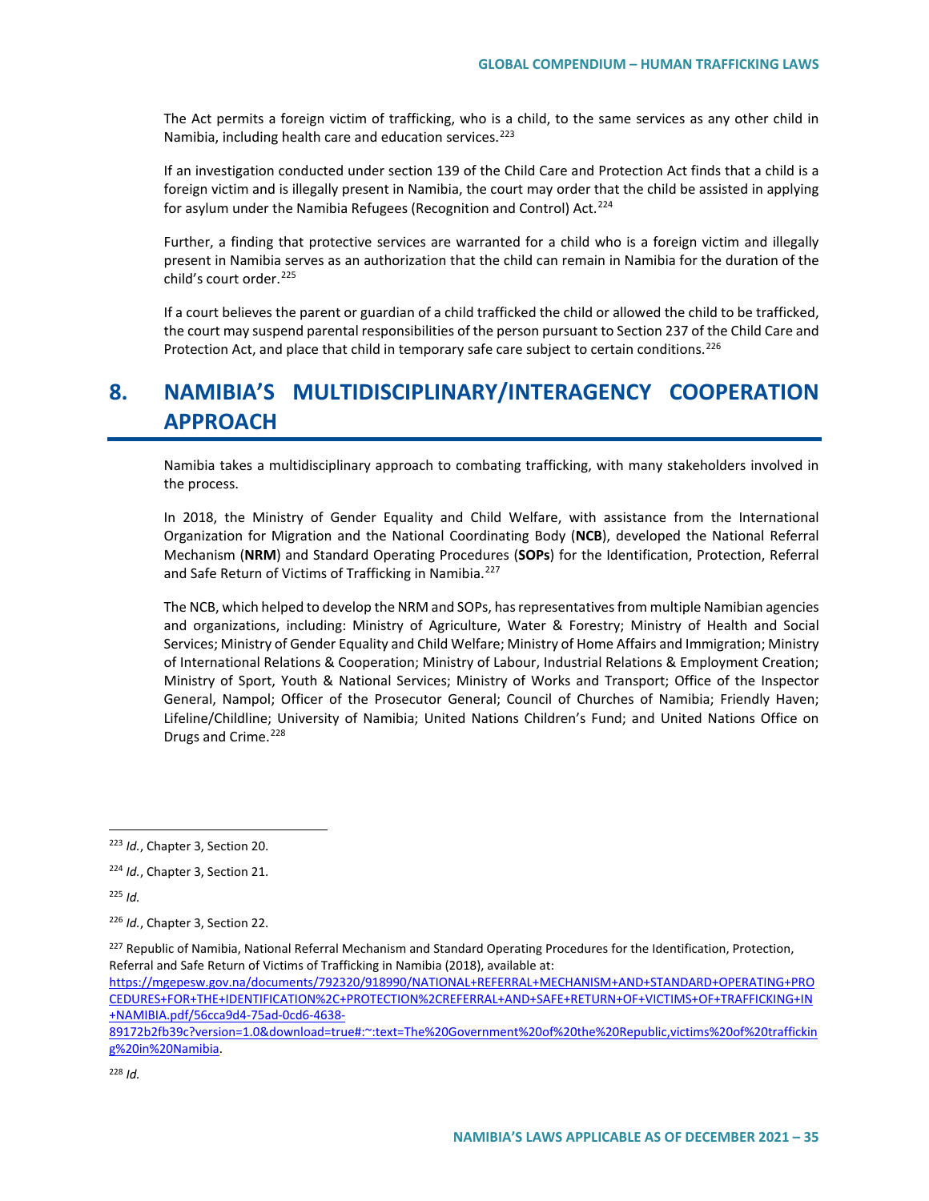The Act permits a foreign victim of trafficking, who is a child, to the same services as any other child in Namibia, including health care and education services.[223]

If an investigation conducted under section 139 of the Child Care and Protection Act finds that a child is a foreign victim and is illegally present in Namibia, the court may order that the child be assisted in applying for asylum under the Namibia Refugees (Recognition and Control) Act.[224]

Further, a finding that protective services are warranted for a child who is a foreign victim and illegally present in Namibia serves as an authorization that the child can remain in Namibia for the duration of the child's court order.[225]

If a court believes the parent or guardian of a child trafficked the child or allowed the child to be trafficked, the court may suspend parental responsibilities of the person pursuant to Section 237 of the Child Care and Protection Act, and place that child in temporary safe care subject to certain conditions.[226]

# 8. NAMIBIA'S MULTIDISCIPLINARY/INTERAGENCY COOPERATION APPROACH

Namibia takes a multidisciplinary approach to combating trafficking, with many stakeholders involved in the process.

In 2018, the Ministry of Gender Equality and Child Welfare, with assistance from the International Organization for Migration and the National Coordinating Body (**NCB**), developed the National Referral Mechanism (**NRM**) and Standard Operating Procedures (**SOPs**) for the Identification, Protection, Referral and Safe Return of Victims of Trafficking in Namibia.[227]

The NCB, which helped to develop the NRM and SOPs, has representatives from multiple Namibian agencies and organizations, including: Ministry of Agriculture, Water & Forestry; Ministry of Health and Social Services; Ministry of Gender Equality and Child Welfare; Ministry of Home Affairs and Immigration; Ministry of International Relations & Cooperation; Ministry of Labour, Industrial Relations & Employment Creation; Ministry of Sport, Youth & National Services; Ministry of Works and Transport; Office of the Inspector General, Nampol; Officer of the Prosecutor General; Council of Churches of Namibia; Friendly Haven; Lifeline/Childline; University of Namibia; United Nations Children's Fund; and United Nations Office on Drugs and Crime.[228]

---

[223] *Id.*, Chapter 3, Section 20.

[224] *Id.*, Chapter 3, Section 21.

[225] *Id.*

[226] *Id.*, Chapter 3, Section 22.

[227] Republic of Namibia, National Referral Mechanism and Standard Operating Procedures for the Identification, Protection, Referral and Safe Return of Victims of Trafficking in Namibia (2018), available at: https://mgepesw.gov.na/documents/792320/918990/NATIONAL+REFERRAL+MECHANISM+AND+STANDARD+OPERATING+PROCEDURES+FOR+THE+IDENTIFICATION%2C+PROTECTION%2CREFERRAL+AND+SAFE+RETURN+OF+VICTIMS+OF+TRAFFICKING+IN+NAMIBIA.pdf/56cca9d4-75ad-0cd6-4638-89172b2fb39c?version=1.0&download=true#:~:text=The%20Government%20of%20the%20Republic,victims%20of%20trafficking%20in%20Namibia.

[228] *Id.*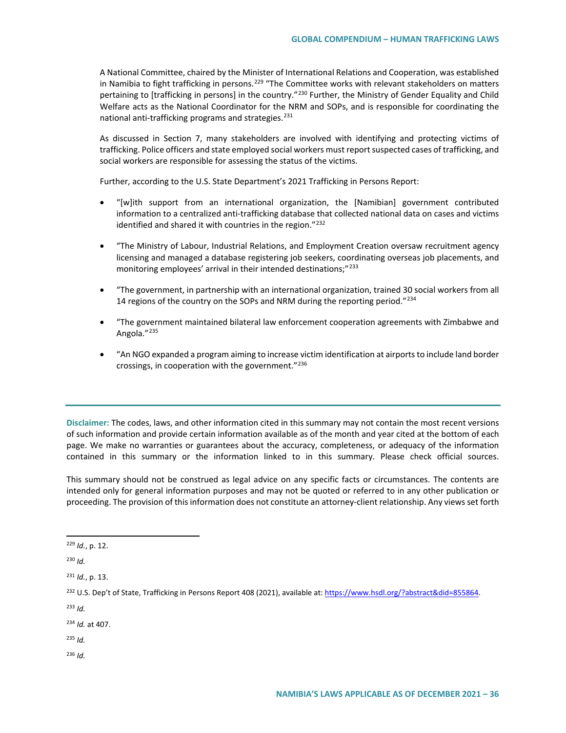A National Committee, chaired by the Minister of International Relations and Cooperation, was established in Namibia to fight trafficking in persons.[229] "The Committee works with relevant stakeholders on matters pertaining to [trafficking in persons] in the country."[230] Further, the Ministry of Gender Equality and Child Welfare acts as the National Coordinator for the NRM and SOPs, and is responsible for coordinating the national anti-trafficking programs and strategies.[231]

As discussed in Section 7, many stakeholders are involved with identifying and protecting victims of trafficking. Police officers and state employed social workers must report suspected cases of trafficking, and social workers are responsible for assessing the status of the victims.

Further, according to the U.S. State Department's 2021 Trafficking in Persons Report:

- "[w]ith support from an international organization, the [Namibian] government contributed information to a centralized anti-trafficking database that collected national data on cases and victims identified and shared it with countries in the region."[232]
- "The Ministry of Labour, Industrial Relations, and Employment Creation oversaw recruitment agency licensing and managed a database registering job seekers, coordinating overseas job placements, and monitoring employees' arrival in their intended destinations;"[233]
- "The government, in partnership with an international organization, trained 30 social workers from all 14 regions of the country on the SOPs and NRM during the reporting period."[234]
- "The government maintained bilateral law enforcement cooperation agreements with Zimbabwe and Angola."[235]
- "An NGO expanded a program aiming to increase victim identification at airports to include land border crossings, in cooperation with the government."[236]

---

**Disclaimer:** The codes, laws, and other information cited in this summary may not contain the most recent versions of such information and provide certain information available as of the month and year cited at the bottom of each page. We make no warranties or guarantees about the accuracy, completeness, or adequacy of the information contained in this summary or the information linked to in this summary. Please check official sources.

This summary should not be construed as legal advice on any specific facts or circumstances. The contents are intended only for general information purposes and may not be quoted or referred to in any other publication or proceeding. The provision of this information does not constitute an attorney-client relationship. Any views set forth

---

[229] *Id.*, p. 12.

[230] *Id.*

[231] *Id.*, p. 13.

[232] U.S. Dep't of State, Trafficking in Persons Report 408 (2021), available at: https://www.hsdl.org/?abstract&did=855864.

[233] *Id.*

[234] *Id.* at 407.

[235] *Id.*

[236] *Id.*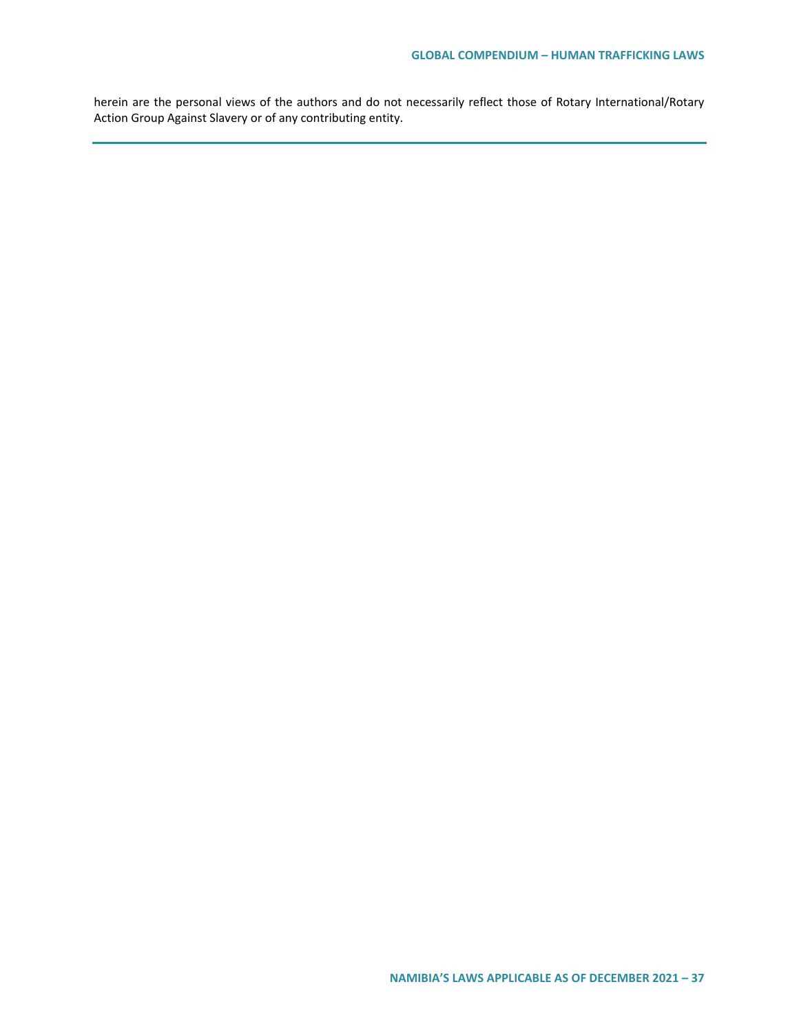herein are the personal views of the authors and do not necessarily reflect those of Rotary International/Rotary Action Group Against Slavery or of any contributing entity.

---